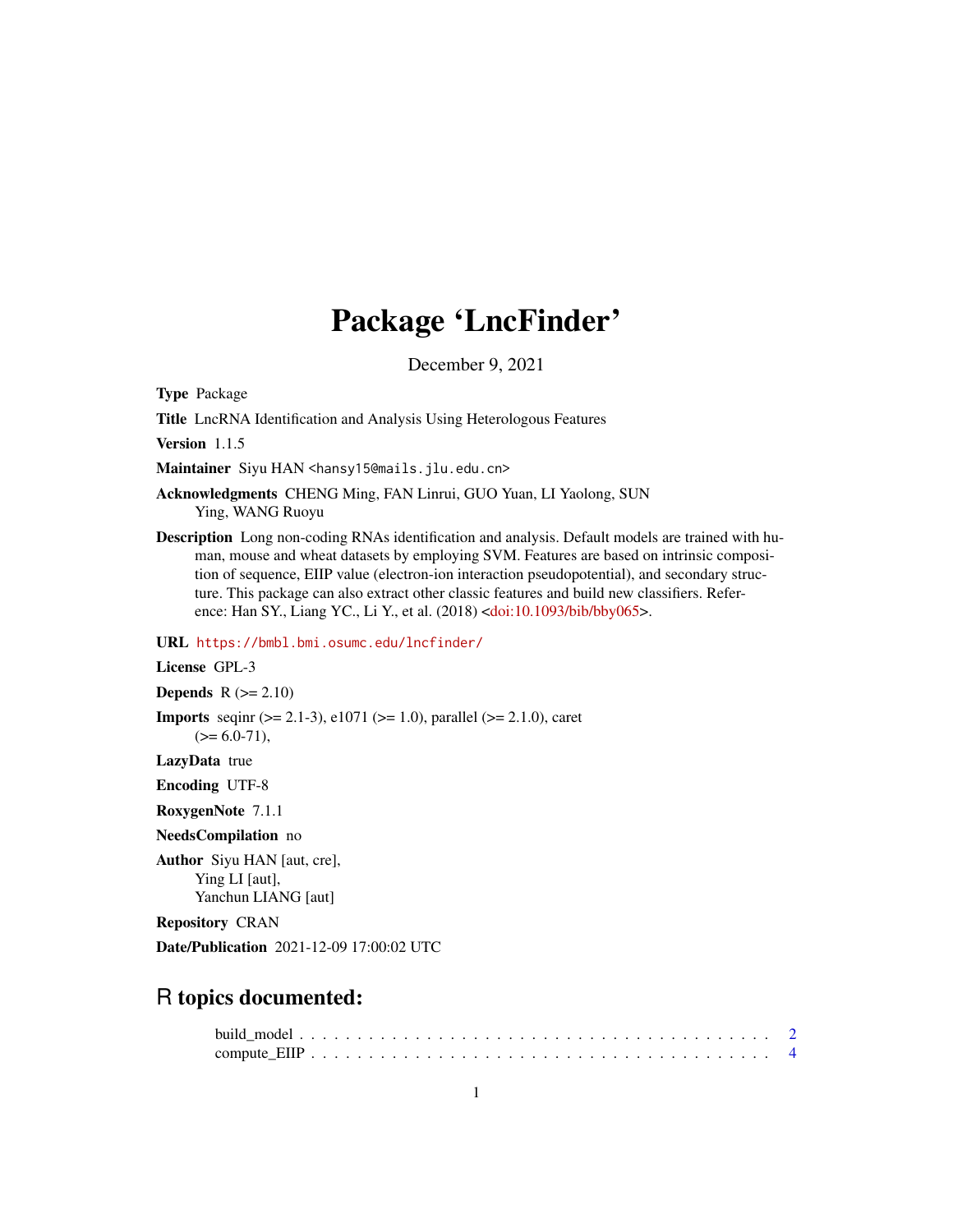# Package 'LncFinder'

December 9, 2021

**Type** Package

**Title** LncRNA Identification and Analysis Using Heterologous Features

**Version** 1.1.5

**Maintainer** Siyu HAN <hansy15@mails.jlu.edu.cn>

**Acknowledgments** CHENG Ming, FAN Linrui, GUO Yuan, LI Yaolong, SUN Ying, WANG Ruoyu

**Description** Long non-coding RNAs identification and analysis. Default models are trained with human, mouse and wheat datasets by employing SVM. Features are based on intrinsic composition of sequence, EIIP value (electron-ion interaction pseudopotential), and secondary structure. This package can also extract other classic features and build new classifiers. Reference: Han SY., Liang YC., Li Y., et al. (2018) <doi:10.1093/bib/bby065>.

**URL** https://bmbl.bmi.osumc.edu/lncfinder/

**License** GPL-3

**Depends** R (>= 2.10)

**Imports** seqinr (>= 2.1-3), e1071 (>= 1.0), parallel (>= 2.1.0), caret (>= 6.0-71),

**LazyData** true

**Encoding** UTF-8

**RoxygenNote** 7.1.1

**NeedsCompilation** no

**Author** Siyu HAN [aut, cre],
Ying LI [aut],
Yanchun LIANG [aut]

**Repository** CRAN

**Date/Publication** 2021-12-09 17:00:02 UTC

## R topics documented:

build_model . . . . . . . . . . . . . . . . . . . . . . . . . . . . . . . . . . . . 2
compute_EIIP . . . . . . . . . . . . . . . . . . . . . . . . . . . . . . . . . . . 4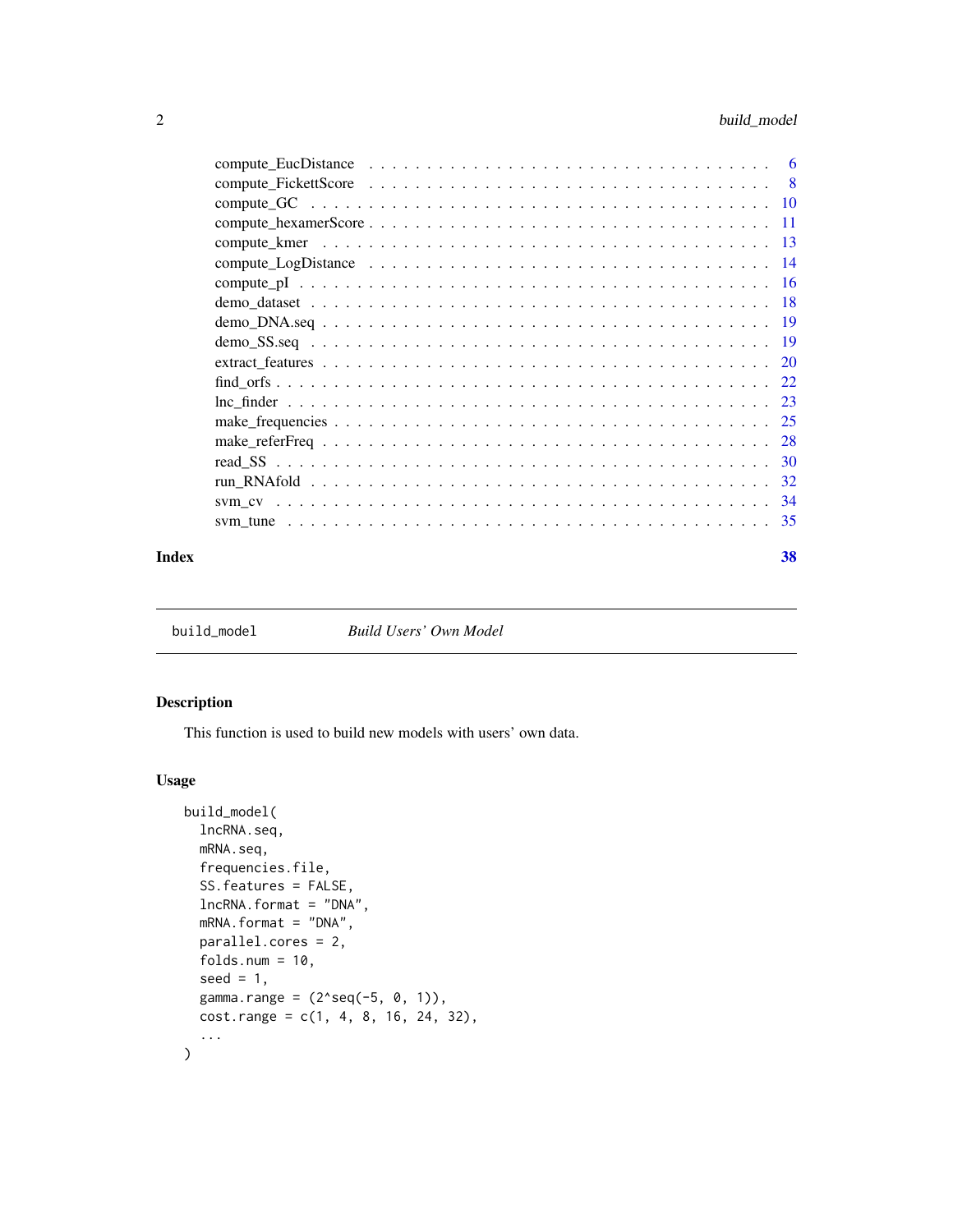compute_EucDistance . . . . . . . . . . . . . . . . . . . . . . . . . . . . . . . . 6
compute_FickettScore . . . . . . . . . . . . . . . . . . . . . . . . . . . . . . . . 8
compute_GC . . . . . . . . . . . . . . . . . . . . . . . . . . . . . . . . . . . . 10
compute_hexamerScore . . . . . . . . . . . . . . . . . . . . . . . . . . . . . . . 11
compute_kmer . . . . . . . . . . . . . . . . . . . . . . . . . . . . . . . . . . . 13
compute_LogDistance . . . . . . . . . . . . . . . . . . . . . . . . . . . . . . . . 14
compute_pI . . . . . . . . . . . . . . . . . . . . . . . . . . . . . . . . . . . . 16
demo_dataset . . . . . . . . . . . . . . . . . . . . . . . . . . . . . . . . . . . 18
demo_DNA.seq . . . . . . . . . . . . . . . . . . . . . . . . . . . . . . . . . . . 19
demo_SS.seq . . . . . . . . . . . . . . . . . . . . . . . . . . . . . . . . . . . 19
extract_features . . . . . . . . . . . . . . . . . . . . . . . . . . . . . . . . . 20
find_orfs . . . . . . . . . . . . . . . . . . . . . . . . . . . . . . . . . . . . . 22
lnc_finder . . . . . . . . . . . . . . . . . . . . . . . . . . . . . . . . . . . . 23
make_frequencies . . . . . . . . . . . . . . . . . . . . . . . . . . . . . . . . . 25
make_referFreq . . . . . . . . . . . . . . . . . . . . . . . . . . . . . . . . . . 28
read_SS . . . . . . . . . . . . . . . . . . . . . . . . . . . . . . . . . . . . . . 30
run_RNAfold . . . . . . . . . . . . . . . . . . . . . . . . . . . . . . . . . . . . 32
svm_cv . . . . . . . . . . . . . . . . . . . . . . . . . . . . . . . . . . . . . . 34
svm_tune . . . . . . . . . . . . . . . . . . . . . . . . . . . . . . . . . . . . . 35

**Index** **38**

---

`build_model` *Build Users' Own Model*

---

## Description

This function is used to build new models with users' own data.

## Usage

```
build_model(
  lncRNA.seq,
  mRNA.seq,
  frequencies.file,
  SS.features = FALSE,
  lncRNA.format = "DNA",
  mRNA.format = "DNA",
  parallel.cores = 2,
  folds.num = 10,
  seed = 1,
  gamma.range = (2^seq(-5, 0, 1)),
  cost.range = c(1, 4, 8, 16, 24, 32),
  ...
)
```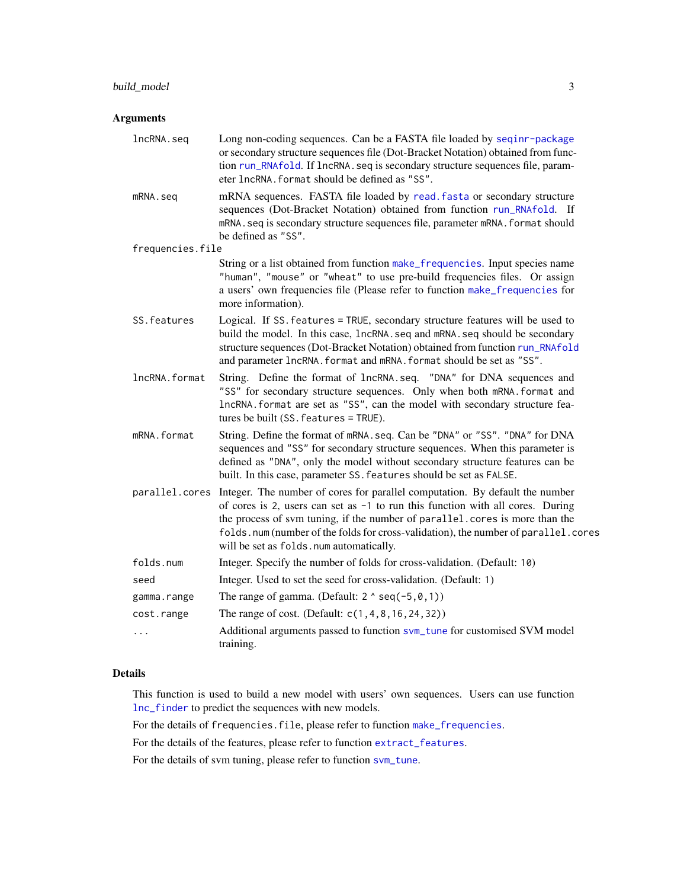## Arguments

| | |
|---|---|
| `lncRNA.seq` | Long non-coding sequences. Can be a FASTA file loaded by seqinr-package or secondary structure sequences file (Dot-Bracket Notation) obtained from function run_RNAfold. If `lncRNA.seq` is secondary structure sequences file, parameter `lncRNA.format` should be defined as `"SS"`. |
| `mRNA.seq` | mRNA sequences. FASTA file loaded by read.fasta or secondary structure sequences (Dot-Bracket Notation) obtained from function run_RNAfold. If `mRNA.seq` is secondary structure sequences file, parameter `mRNA.format` should be defined as `"SS"`. |
| `frequencies.file` | String or a list obtained from function make_frequencies. Input species name `"human"`, `"mouse"` or `"wheat"` to use pre-build frequencies files. Or assign a users' own frequencies file (Please refer to function make_frequencies for more information). |
| `SS.features` | Logical. If `SS.features = TRUE`, secondary structure features will be used to build the model. In this case, `lncRNA.seq` and `mRNA.seq` should be secondary structure sequences (Dot-Bracket Notation) obtained from function run_RNAfold and parameter `lncRNA.format` and `mRNA.format` should be set as `"SS"`. |
| `lncRNA.format` | String. Define the format of `lncRNA.seq`. `"DNA"` for DNA sequences and `"SS"` for secondary structure sequences. Only when both `mRNA.format` and `lncRNA.format` are set as `"SS"`, can the model with secondary structure features be built (`SS.features = TRUE`). |
| `mRNA.format` | String. Define the format of `mRNA.seq`. Can be `"DNA"` or `"SS"`. `"DNA"` for DNA sequences and `"SS"` for secondary structure sequences. When this parameter is defined as `"DNA"`, only the model without secondary structure features can be built. In this case, parameter `SS.features` should be set as `FALSE`. |
| `parallel.cores` | Integer. The number of cores for parallel computation. By default the number of cores is 2, users can set as `-1` to run this function with all cores. During the process of svm tuning, if the number of `parallel.cores` is more than the `folds.num` (number of the folds for cross-validation), the number of `parallel.cores` will be set as `folds.num` automatically. |
| `folds.num` | Integer. Specify the number of folds for cross-validation. (Default: `10`) |
| `seed` | Integer. Used to set the seed for cross-validation. (Default: `1`) |
| `gamma.range` | The range of gamma. (Default: `2 ^ seq(-5,0,1)`) |
| `cost.range` | The range of cost. (Default: `c(1,4,8,16,24,32)`) |
| `...` | Additional arguments passed to function svm_tune for customised SVM model training. |

## Details

This function is used to build a new model with users' own sequences. Users can use function lnc_finder to predict the sequences with new models.

For the details of `frequencies.file`, please refer to function make_frequencies.

For the details of the features, please refer to function extract_features.

For the details of svm tuning, please refer to function svm_tune.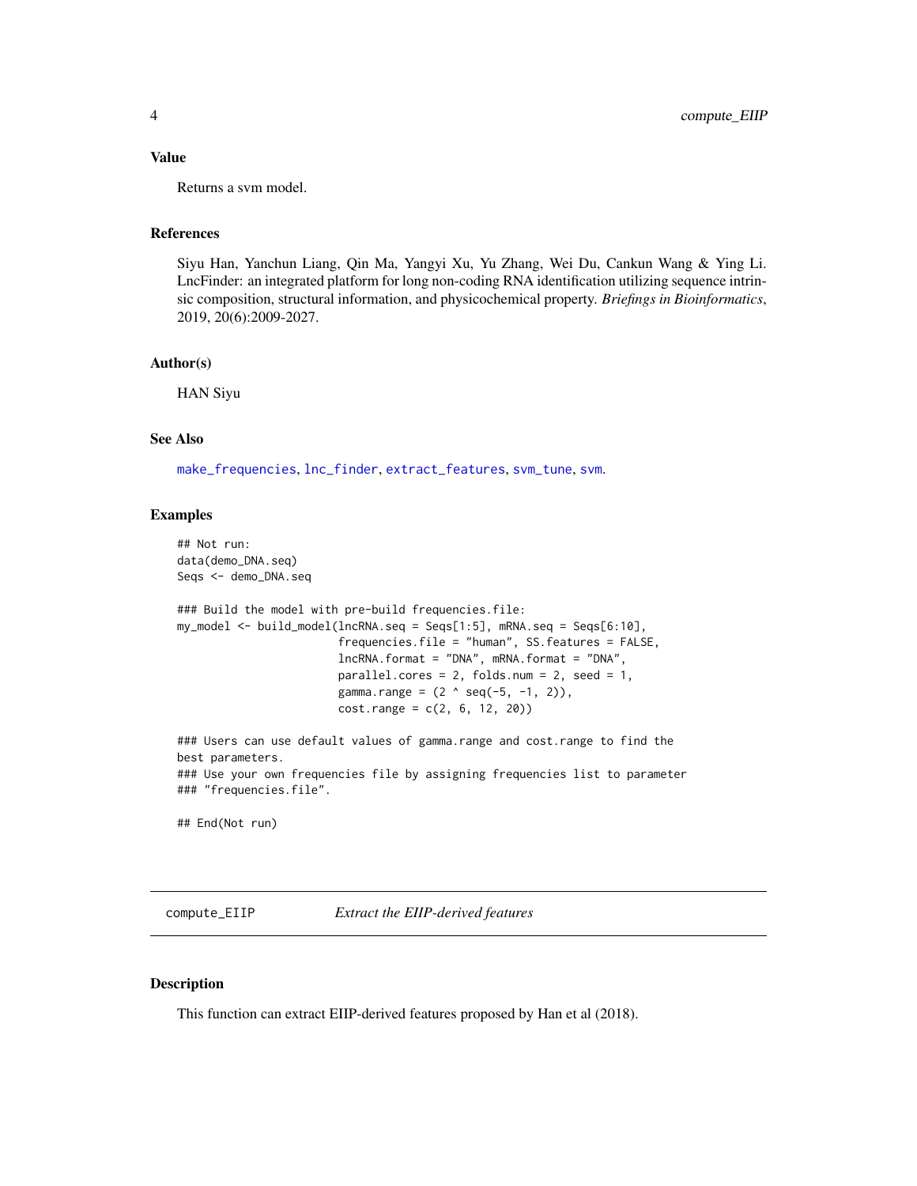### Value

Returns a svm model.

### References

Siyu Han, Yanchun Liang, Qin Ma, Yangyi Xu, Yu Zhang, Wei Du, Cankun Wang & Ying Li. LncFinder: an integrated platform for long non-coding RNA identification utilizing sequence intrinsic composition, structural information, and physicochemical property. *Briefings in Bioinformatics*, 2019, 20(6):2009-2027.

### Author(s)

HAN Siyu

### See Also

make_frequencies, lnc_finder, extract_features, svm_tune, svm.

### Examples

```
## Not run:
data(demo_DNA.seq)
Seqs <- demo_DNA.seq

### Build the model with pre-build frequencies.file:
my_model <- build_model(lncRNA.seq = Seqs[1:5], mRNA.seq = Seqs[6:10],
                        frequencies.file = "human", SS.features = FALSE,
                        lncRNA.format = "DNA", mRNA.format = "DNA",
                        parallel.cores = 2, folds.num = 2, seed = 1,
                        gamma.range = (2 ^ seq(-5, -1, 2)),
                        cost.range = c(2, 6, 12, 20))

### Users can use default values of gamma.range and cost.range to find the
best parameters.
### Use your own frequencies file by assigning frequencies list to parameter
### "frequencies.file".

## End(Not run)
```

## compute_EIIP — *Extract the EIIP-derived features*

### Description

This function can extract EIIP-derived features proposed by Han et al (2018).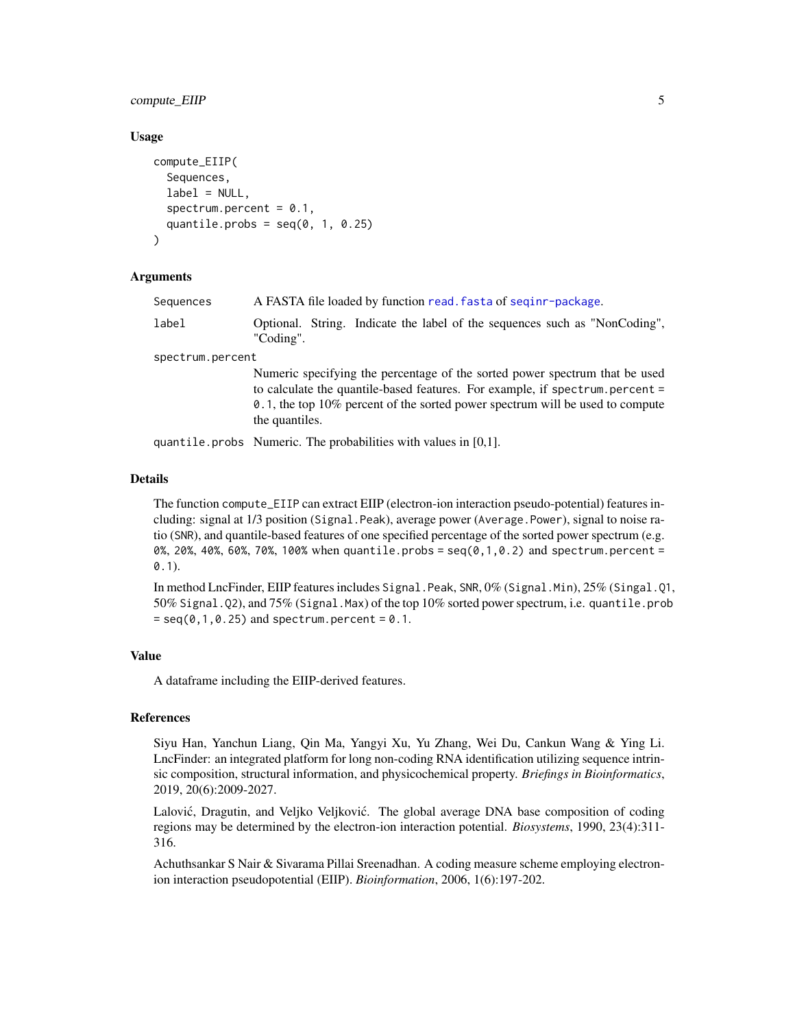### Usage

```
compute_EIIP(
  Sequences,
  label = NULL,
  spectrum.percent = 0.1,
  quantile.probs = seq(0, 1, 0.25)
)
```

### Arguments

| | |
|---|---|
| `Sequences` | A FASTA file loaded by function `read.fasta` of `seqinr-package`. |
| `label` | Optional. String. Indicate the label of the sequences such as "NonCoding", "Coding". |
| `spectrum.percent` | Numeric specifying the percentage of the sorted power spectrum that be used to calculate the quantile-based features. For example, if `spectrum.percent = 0.1`, the top 10% percent of the sorted power spectrum will be used to compute the quantiles. |
| `quantile.probs` | Numeric. The probabilities with values in [0,1]. |

### Details

The function `compute_EIIP` can extract EIIP (electron-ion interaction pseudo-potential) features including: signal at 1/3 position (`Signal.Peak`), average power (`Average.Power`), signal to noise ratio (`SNR`), and quantile-based features of one specified percentage of the sorted power spectrum (e.g. `0%, 20%, 40%, 60%, 70%, 100%` when `quantile.probs = seq(0,1,0.2)` and `spectrum.percent = 0.1`).

In method LncFinder, EIIP features includes `Signal.Peak`, `SNR`, 0% (`Signal.Min`), 25% (`Singal.Q1`, 50% `Signal.Q2`), and 75% (`Signal.Max`) of the top 10% sorted power spectrum, i.e. `quantile.prob = seq(0,1,0.25)` and `spectrum.percent = 0.1`.

### Value

A dataframe including the EIIP-derived features.

### References

Siyu Han, Yanchun Liang, Qin Ma, Yangyi Xu, Yu Zhang, Wei Du, Cankun Wang & Ying Li. LncFinder: an integrated platform for long non-coding RNA identification utilizing sequence intrinsic composition, structural information, and physicochemical property. *Briefings in Bioinformatics*, 2019, 20(6):2009-2027.

Lalović, Dragutin, and Veljko Veljković. The global average DNA base composition of coding regions may be determined by the electron-ion interaction potential. *Biosystems*, 1990, 23(4):311-316.

Achuthsankar S Nair & Sivarama Pillai Sreenadhan. A coding measure scheme employing electron-ion interaction pseudopotential (EIIP). *Bioinformation*, 2006, 1(6):197-202.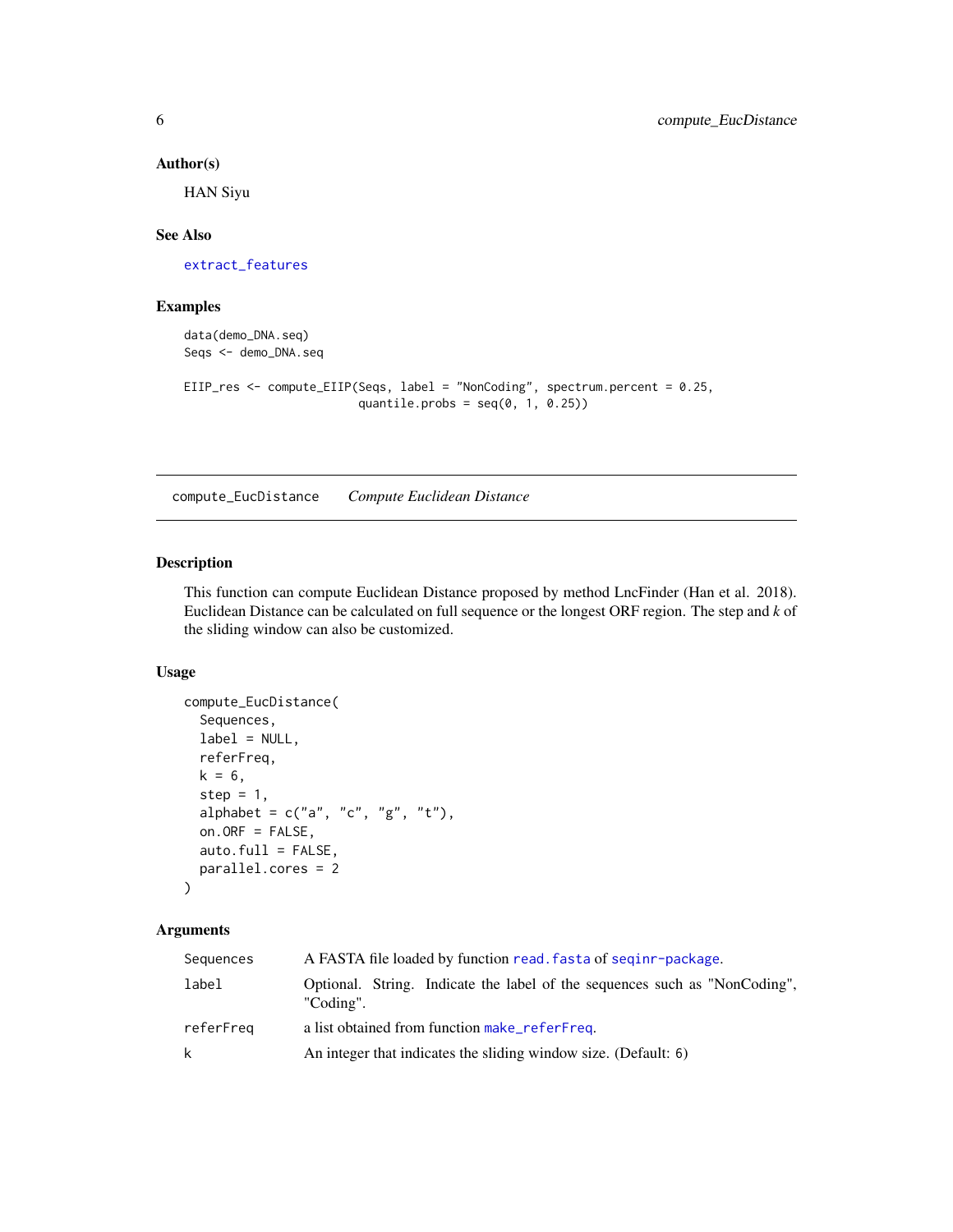### Author(s)

HAN Siyu

### See Also

extract_features

### Examples

```
data(demo_DNA.seq)
Seqs <- demo_DNA.seq

EIIP_res <- compute_EIIP(Seqs, label = "NonCoding", spectrum.percent = 0.25,
                         quantile.probs = seq(0, 1, 0.25))
```

---

## compute_EucDistance    *Compute Euclidean Distance*

---

### Description

This function can compute Euclidean Distance proposed by method LncFinder (Han et al. 2018). Euclidean Distance can be calculated on full sequence or the longest ORF region. The step and *k* of the sliding window can also be customized.

### Usage

```
compute_EucDistance(
  Sequences,
  label = NULL,
  referFreq,
  k = 6,
  step = 1,
  alphabet = c("a", "c", "g", "t"),
  on.ORF = FALSE,
  auto.full = FALSE,
  parallel.cores = 2
)
```

### Arguments

| | |
|---|---|
| `Sequences` | A FASTA file loaded by function read.fasta of seqinr-package. |
| `label` | Optional. String. Indicate the label of the sequences such as "NonCoding", "Coding". |
| `referFreq` | a list obtained from function make_referFreq. |
| `k` | An integer that indicates the sliding window size. (Default: 6) |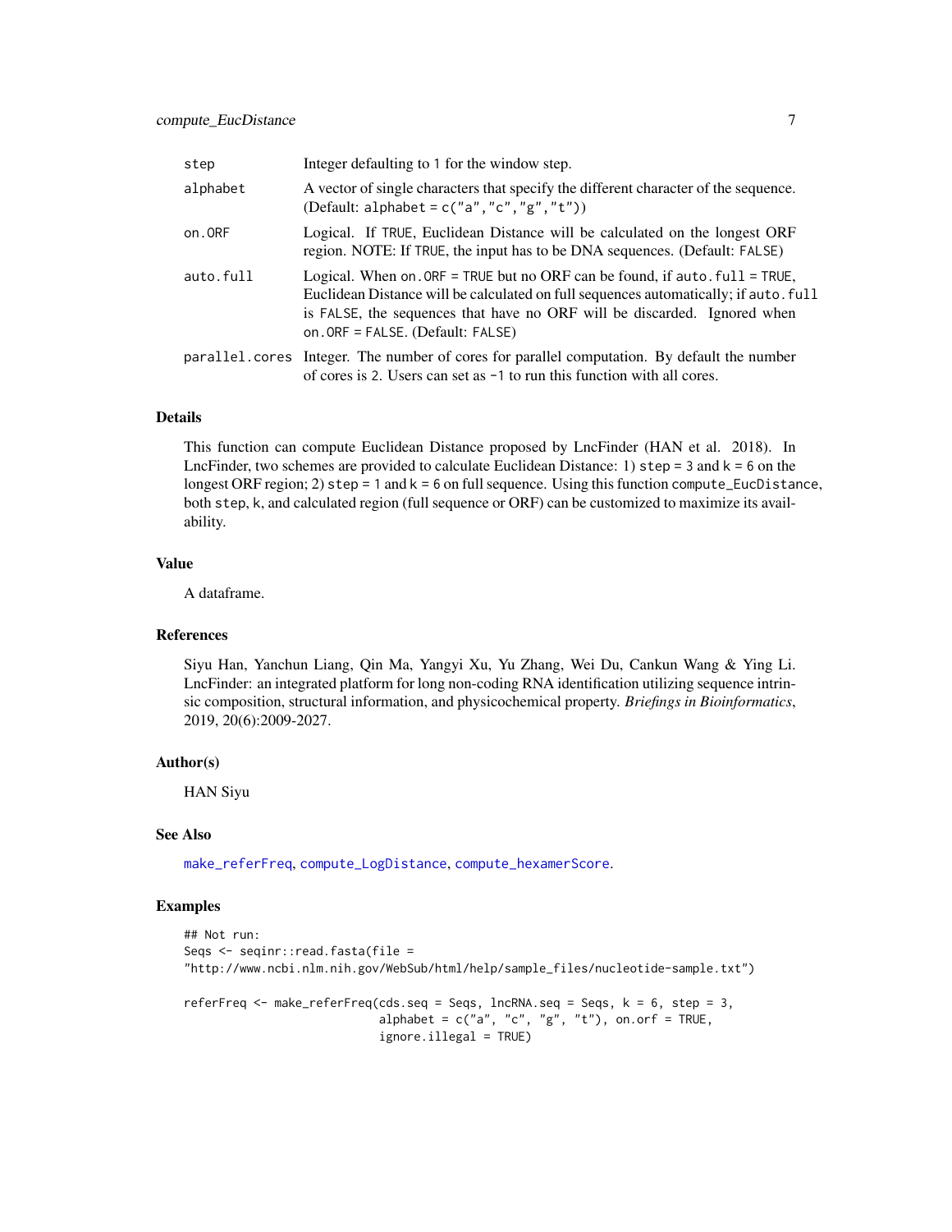| | |
|---|---|
| step | Integer defaulting to 1 for the window step. |
| alphabet | A vector of single characters that specify the different character of the sequence. (Default: alphabet = c("a","c","g","t")) |
| on.ORF | Logical. If TRUE, Euclidean Distance will be calculated on the longest ORF region. NOTE: If TRUE, the input has to be DNA sequences. (Default: FALSE) |
| auto.full | Logical. When on.ORF = TRUE but no ORF can be found, if auto.full = TRUE, Euclidean Distance will be calculated on full sequences automatically; if auto.full is FALSE, the sequences that have no ORF will be discarded. Ignored when on.ORF = FALSE. (Default: FALSE) |
| parallel.cores | Integer. The number of cores for parallel computation. By default the number of cores is 2. Users can set as -1 to run this function with all cores. |

## Details

This function can compute Euclidean Distance proposed by LncFinder (HAN et al. 2018). In LncFinder, two schemes are provided to calculate Euclidean Distance: 1) step = 3 and k = 6 on the longest ORF region; 2) step = 1 and k = 6 on full sequence. Using this function compute_EucDistance, both step, k, and calculated region (full sequence or ORF) can be customized to maximize its availability.

## Value

A dataframe.

## References

Siyu Han, Yanchun Liang, Qin Ma, Yangyi Xu, Yu Zhang, Wei Du, Cankun Wang & Ying Li. LncFinder: an integrated platform for long non-coding RNA identification utilizing sequence intrinsic composition, structural information, and physicochemical property. *Briefings in Bioinformatics*, 2019, 20(6):2009-2027.

## Author(s)

HAN Siyu

## See Also

make_referFreq, compute_LogDistance, compute_hexamerScore.

## Examples

```
## Not run:
Seqs <- seqinr::read.fasta(file =
"http://www.ncbi.nlm.nih.gov/WebSub/html/help/sample_files/nucleotide-sample.txt")

referFreq <- make_referFreq(cds.seq = Seqs, lncRNA.seq = Seqs, k = 6, step = 3,
                            alphabet = c("a", "c", "g", "t"), on.orf = TRUE,
                            ignore.illegal = TRUE)
```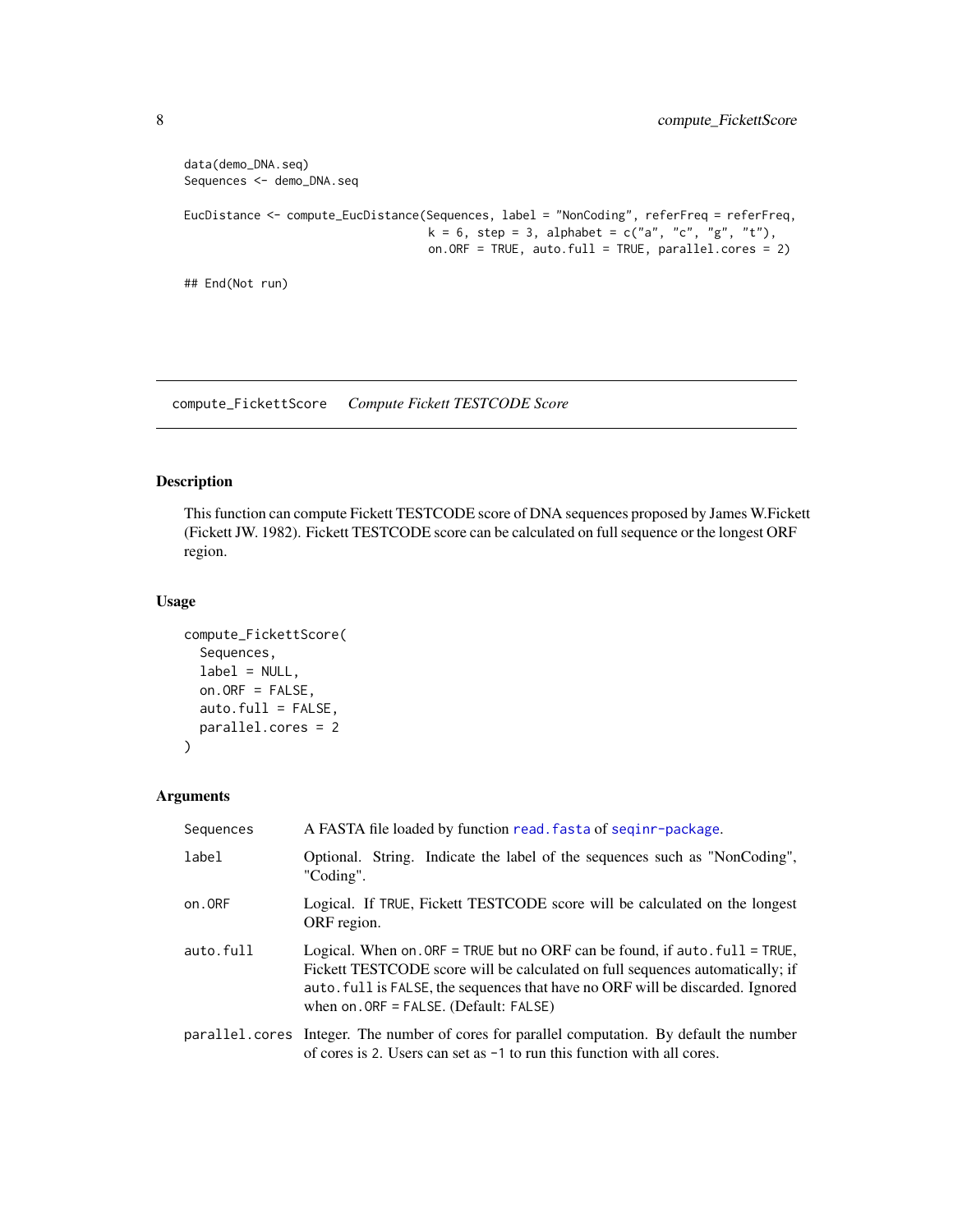```
data(demo_DNA.seq)
Sequences <- demo_DNA.seq

EucDistance <- compute_EucDistance(Sequences, label = "NonCoding", referFreq = referFreq,
                                   k = 6, step = 3, alphabet = c("a", "c", "g", "t"),
                                   on.ORF = TRUE, auto.full = TRUE, parallel.cores = 2)

## End(Not run)
```

---

## compute_FickettScore    *Compute Fickett TESTCODE Score*

---

### Description

This function can compute Fickett TESTCODE score of DNA sequences proposed by James W.Fickett (Fickett JW. 1982). Fickett TESTCODE score can be calculated on full sequence or the longest ORF region.

### Usage

```
compute_FickettScore(
  Sequences,
  label = NULL,
  on.ORF = FALSE,
  auto.full = FALSE,
  parallel.cores = 2
)
```

### Arguments

| | |
|---|---|
| `Sequences` | A FASTA file loaded by function `read.fasta` of `seqinr-package`. |
| `label` | Optional. String. Indicate the label of the sequences such as "NonCoding", "Coding". |
| `on.ORF` | Logical. If `TRUE`, Fickett TESTCODE score will be calculated on the longest ORF region. |
| `auto.full` | Logical. When `on.ORF = TRUE` but no ORF can be found, if `auto.full = TRUE`, Fickett TESTCODE score will be calculated on full sequences automatically; if `auto.full` is `FALSE`, the sequences that have no ORF will be discarded. Ignored when `on.ORF = FALSE`. (Default: `FALSE`) |
| `parallel.cores` | Integer. The number of cores for parallel computation. By default the number of cores is `2`. Users can set as `-1` to run this function with all cores. |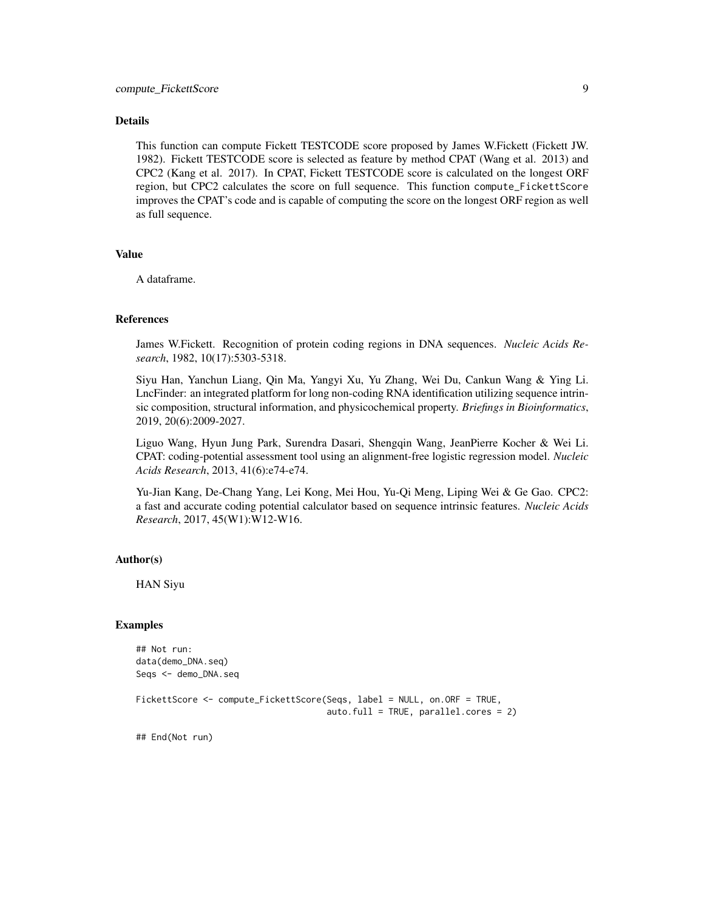### Details

This function can compute Fickett TESTCODE score proposed by James W.Fickett (Fickett JW. 1982). Fickett TESTCODE score is selected as feature by method CPAT (Wang et al. 2013) and CPC2 (Kang et al. 2017). In CPAT, Fickett TESTCODE score is calculated on the longest ORF region, but CPC2 calculates the score on full sequence. This function `compute_FickettScore` improves the CPAT's code and is capable of computing the score on the longest ORF region as well as full sequence.

### Value

A dataframe.

### References

James W.Fickett. Recognition of protein coding regions in DNA sequences. *Nucleic Acids Research*, 1982, 10(17):5303-5318.

Siyu Han, Yanchun Liang, Qin Ma, Yangyi Xu, Yu Zhang, Wei Du, Cankun Wang & Ying Li. LncFinder: an integrated platform for long non-coding RNA identification utilizing sequence intrinsic composition, structural information, and physicochemical property. *Briefings in Bioinformatics*, 2019, 20(6):2009-2027.

Liguo Wang, Hyun Jung Park, Surendra Dasari, Shengqin Wang, JeanPierre Kocher & Wei Li. CPAT: coding-potential assessment tool using an alignment-free logistic regression model. *Nucleic Acids Research*, 2013, 41(6):e74-e74.

Yu-Jian Kang, De-Chang Yang, Lei Kong, Mei Hou, Yu-Qi Meng, Liping Wei & Ge Gao. CPC2: a fast and accurate coding potential calculator based on sequence intrinsic features. *Nucleic Acids Research*, 2017, 45(W1):W12-W16.

### Author(s)

HAN Siyu

### Examples

```
## Not run:
data(demo_DNA.seq)
Seqs <- demo_DNA.seq

FickettScore <- compute_FickettScore(Seqs, label = NULL, on.ORF = TRUE,
                                     auto.full = TRUE, parallel.cores = 2)

## End(Not run)
```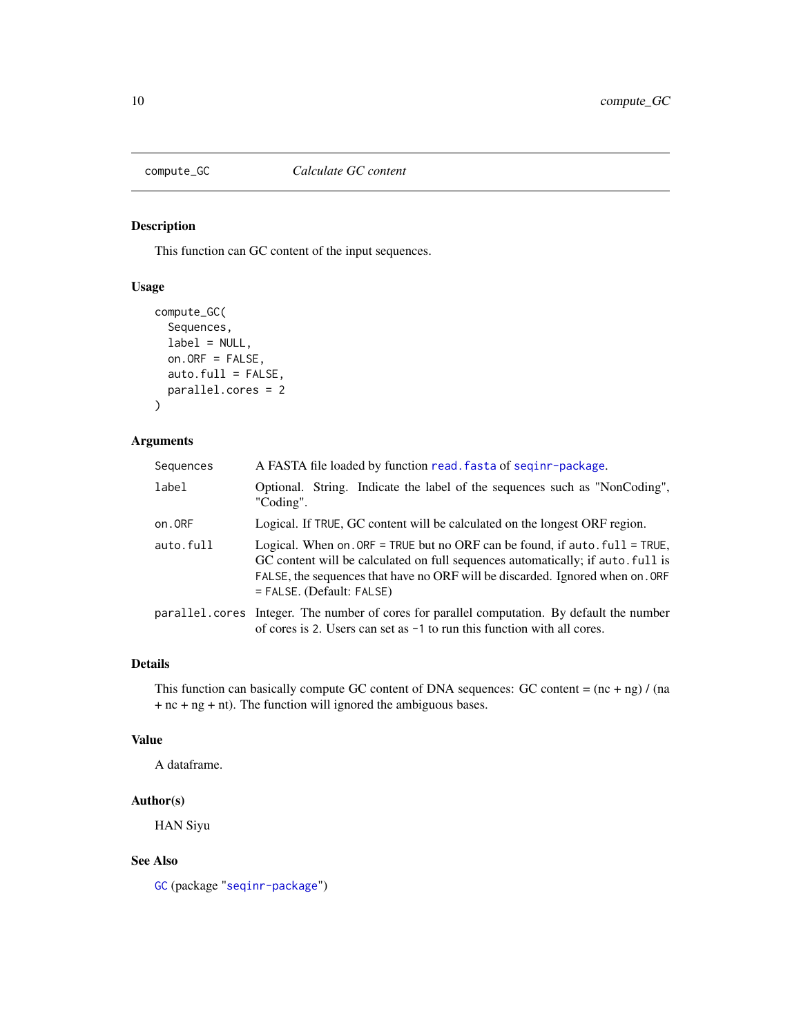## compute_GC *Calculate GC content*

### Description

This function can GC content of the input sequences.

### Usage

```
compute_GC(
  Sequences,
  label = NULL,
  on.ORF = FALSE,
  auto.full = FALSE,
  parallel.cores = 2
)
```

### Arguments

| | |
|---|---|
| Sequences | A FASTA file loaded by function `read.fasta` of `seqinr-package`. |
| label | Optional. String. Indicate the label of the sequences such as "NonCoding", "Coding". |
| on.ORF | Logical. If `TRUE`, GC content will be calculated on the longest ORF region. |
| auto.full | Logical. When `on.ORF = TRUE` but no ORF can be found, if `auto.full = TRUE`, GC content will be calculated on full sequences automatically; if `auto.full` is `FALSE`, the sequences that have no ORF will be discarded. Ignored when `on.ORF = FALSE`. (Default: `FALSE`) |
| parallel.cores | Integer. The number of cores for parallel computation. By default the number of cores is `2`. Users can set as `-1` to run this function with all cores. |

### Details

This function can basically compute GC content of DNA sequences: GC content = (nc + ng) / (na + nc + ng + nt). The function will ignored the ambiguous bases.

### Value

A dataframe.

### Author(s)

HAN Siyu

### See Also

`GC` (package "`seqinr-package`")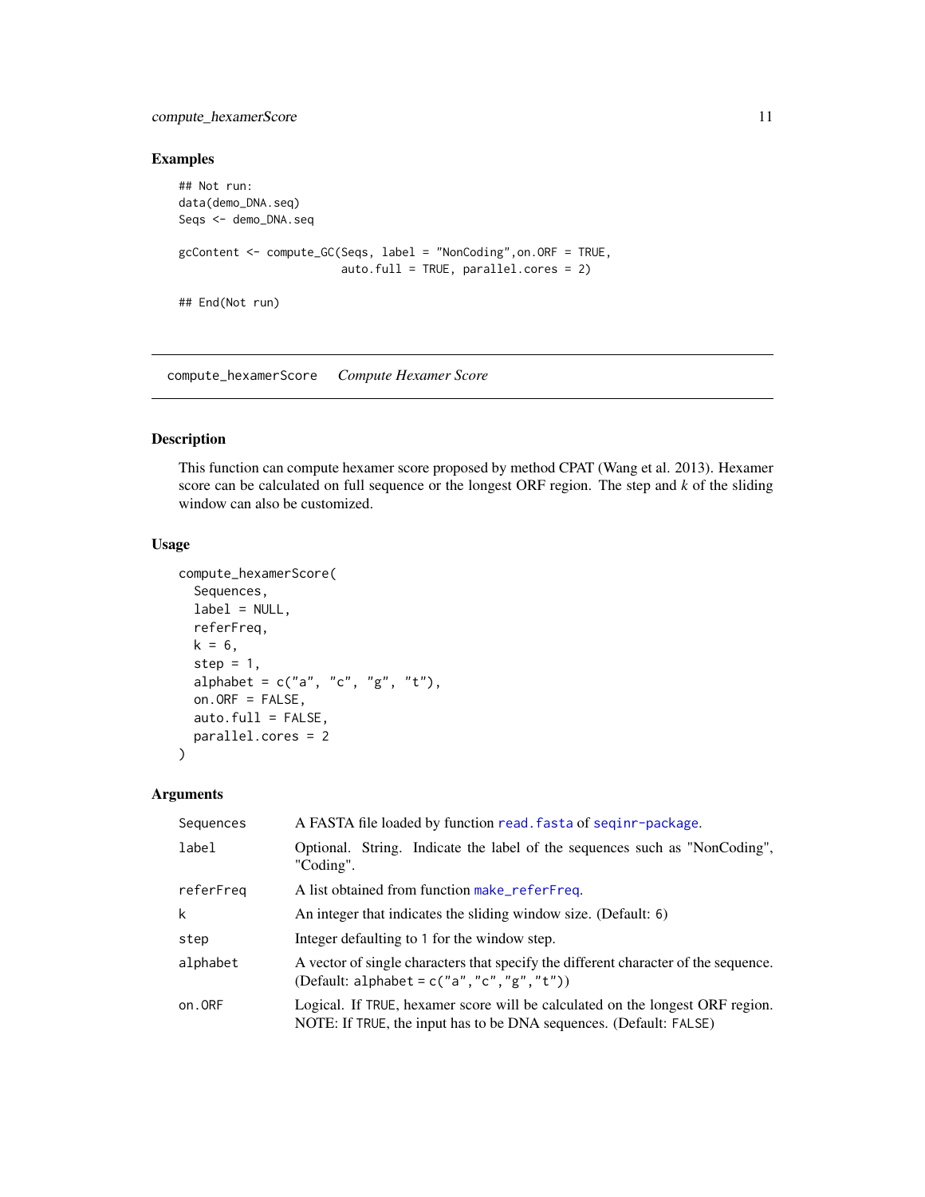### Examples

```
## Not run:
data(demo_DNA.seq)
Seqs <- demo_DNA.seq

gcContent <- compute_GC(Seqs, label = "NonCoding",on.ORF = TRUE,
                        auto.full = TRUE, parallel.cores = 2)

## End(Not run)
```

---

## compute_hexamerScore    *Compute Hexamer Score*

---

### Description

This function can compute hexamer score proposed by method CPAT (Wang et al. 2013). Hexamer score can be calculated on full sequence or the longest ORF region. The step and *k* of the sliding window can also be customized.

### Usage

```
compute_hexamerScore(
  Sequences,
  label = NULL,
  referFreq,
  k = 6,
  step = 1,
  alphabet = c("a", "c", "g", "t"),
  on.ORF = FALSE,
  auto.full = FALSE,
  parallel.cores = 2
)
```

### Arguments

| | |
|---|---|
| `Sequences` | A FASTA file loaded by function `read.fasta` of `seqinr-package`. |
| `label` | Optional. String. Indicate the label of the sequences such as "NonCoding", "Coding". |
| `referFreq` | A list obtained from function `make_referFreq`. |
| `k` | An integer that indicates the sliding window size. (Default: `6`) |
| `step` | Integer defaulting to `1` for the window step. |
| `alphabet` | A vector of single characters that specify the different character of the sequence. (Default: `alphabet = c("a","c","g","t")`) |
| `on.ORF` | Logical. If `TRUE`, hexamer score will be calculated on the longest ORF region. NOTE: If `TRUE`, the input has to be DNA sequences. (Default: `FALSE`) |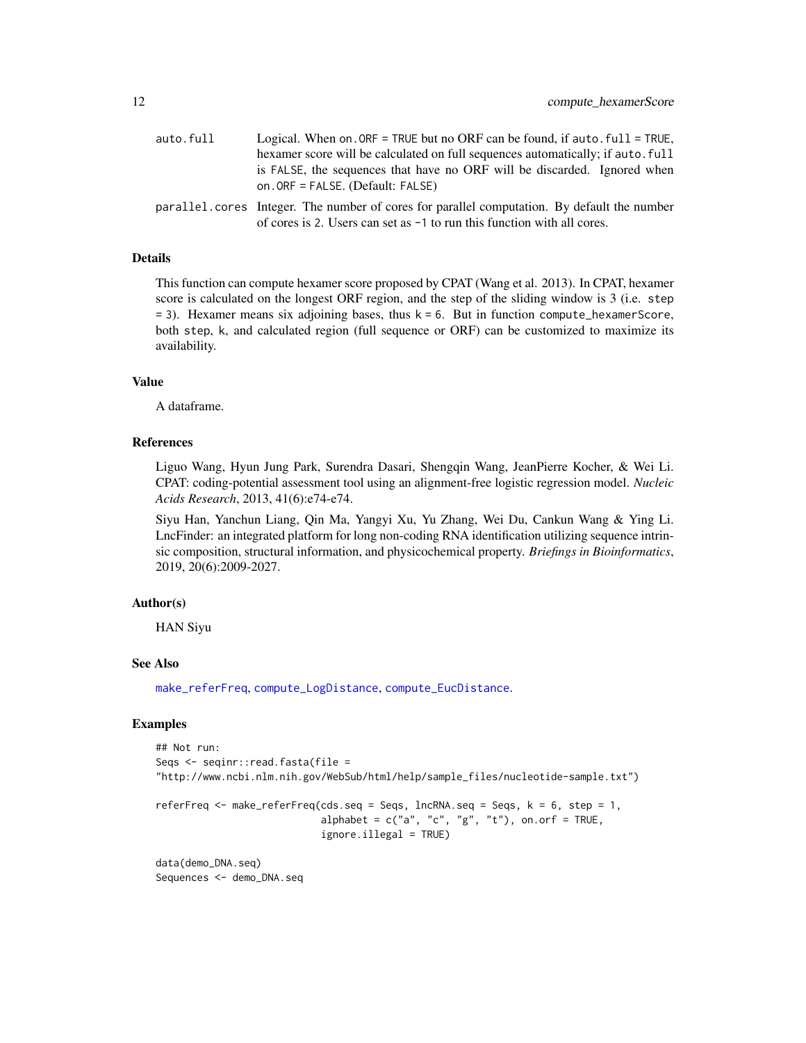| | |
|---|---|
| `auto.full` | Logical. When `on.ORF = TRUE` but no ORF can be found, if `auto.full = TRUE`, hexamer score will be calculated on full sequences automatically; if `auto.full` is `FALSE`, the sequences that have no ORF will be discarded. Ignored when `on.ORF = FALSE`. (Default: `FALSE`) |
| `parallel.cores` | Integer. The number of cores for parallel computation. By default the number of cores is 2. Users can set as `-1` to run this function with all cores. |

## Details

This function can compute hexamer score proposed by CPAT (Wang et al. 2013). In CPAT, hexamer score is calculated on the longest ORF region, and the step of the sliding window is 3 (i.e. `step = 3`). Hexamer means six adjoining bases, thus `k = 6`. But in function `compute_hexamerScore`, both `step`, `k`, and calculated region (full sequence or ORF) can be customized to maximize its availability.

## Value

A dataframe.

## References

Liguo Wang, Hyun Jung Park, Surendra Dasari, Shengqin Wang, JeanPierre Kocher, & Wei Li. CPAT: coding-potential assessment tool using an alignment-free logistic regression model. *Nucleic Acids Research*, 2013, 41(6):e74-e74.

Siyu Han, Yanchun Liang, Qin Ma, Yangyi Xu, Yu Zhang, Wei Du, Cankun Wang & Ying Li. LncFinder: an integrated platform for long non-coding RNA identification utilizing sequence intrinsic composition, structural information, and physicochemical property. *Briefings in Bioinformatics*, 2019, 20(6):2009-2027.

## Author(s)

HAN Siyu

## See Also

`make_referFreq`, `compute_LogDistance`, `compute_EucDistance`.

## Examples

```
## Not run:
Seqs <- seqinr::read.fasta(file =
"http://www.ncbi.nlm.nih.gov/WebSub/html/help/sample_files/nucleotide-sample.txt")

referFreq <- make_referFreq(cds.seq = Seqs, lncRNA.seq = Seqs, k = 6, step = 1,
                            alphabet = c("a", "c", "g", "t"), on.orf = TRUE,
                            ignore.illegal = TRUE)

data(demo_DNA.seq)
Sequences <- demo_DNA.seq
```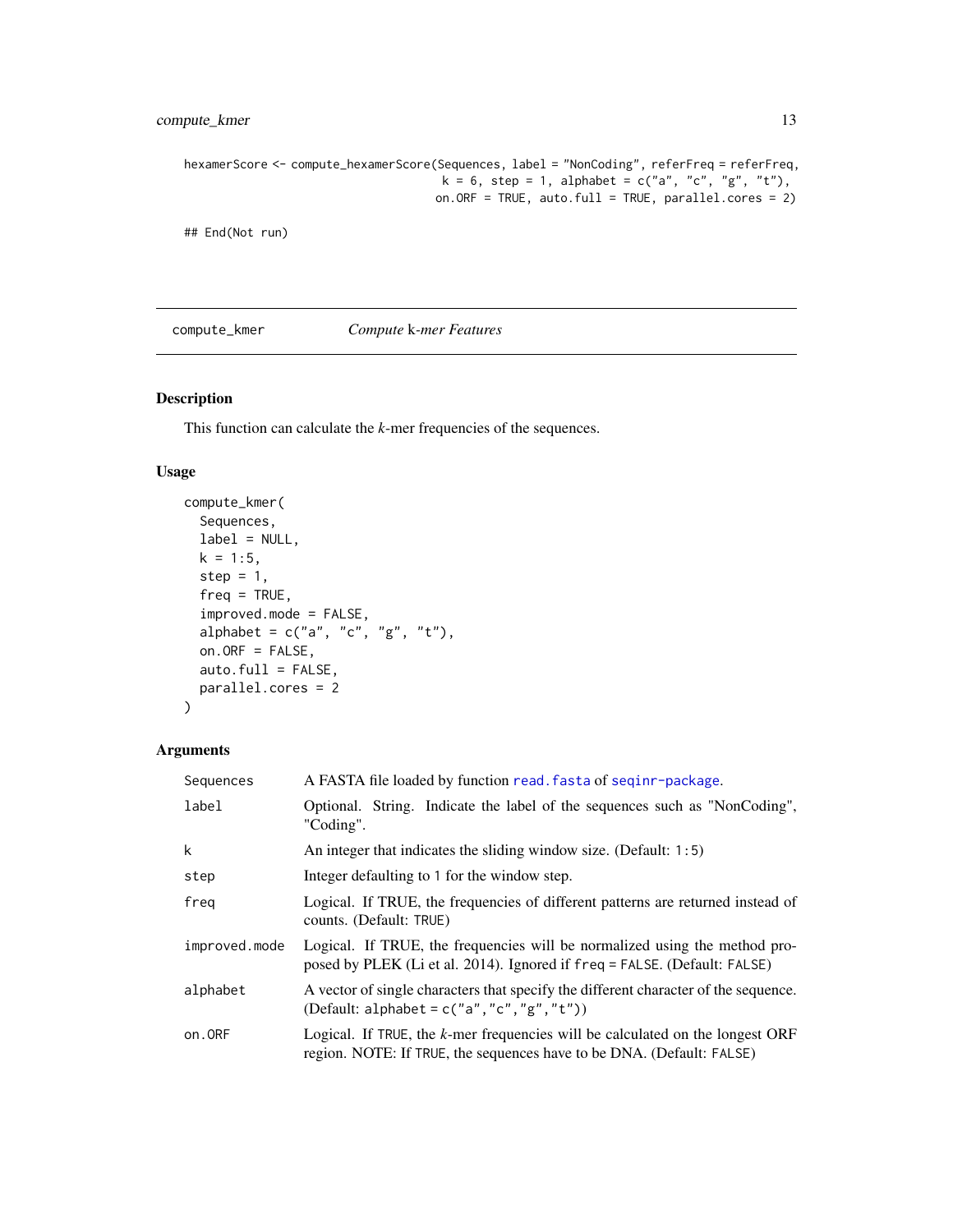```
hexamerScore <- compute_hexamerScore(Sequences, label = "NonCoding", referFreq = referFreq,
                                     k = 6, step = 1, alphabet = c("a", "c", "g", "t"),
                                     on.ORF = TRUE, auto.full = TRUE, parallel.cores = 2)

## End(Not run)
```

## compute_kmer — *Compute* k*-mer Features*

### Description

This function can calculate the *k*-mer frequencies of the sequences.

### Usage

```
compute_kmer(
  Sequences,
  label = NULL,
  k = 1:5,
  step = 1,
  freq = TRUE,
  improved.mode = FALSE,
  alphabet = c("a", "c", "g", "t"),
  on.ORF = FALSE,
  auto.full = FALSE,
  parallel.cores = 2
)
```

### Arguments

| Argument | Description |
|---|---|
| `Sequences` | A FASTA file loaded by function `read.fasta` of `seqinr-package`. |
| `label` | Optional. String. Indicate the label of the sequences such as "NonCoding", "Coding". |
| `k` | An integer that indicates the sliding window size. (Default: `1:5`) |
| `step` | Integer defaulting to `1` for the window step. |
| `freq` | Logical. If TRUE, the frequencies of different patterns are returned instead of counts. (Default: `TRUE`) |
| `improved.mode` | Logical. If TRUE, the frequencies will be normalized using the method proposed by PLEK (Li et al. 2014). Ignored if `freq = FALSE`. (Default: `FALSE`) |
| `alphabet` | A vector of single characters that specify the different character of the sequence. (Default: `alphabet = c("a","c","g","t")`) |
| `on.ORF` | Logical. If `TRUE`, the *k*-mer frequencies will be calculated on the longest ORF region. NOTE: If `TRUE`, the sequences have to be DNA. (Default: `FALSE`) |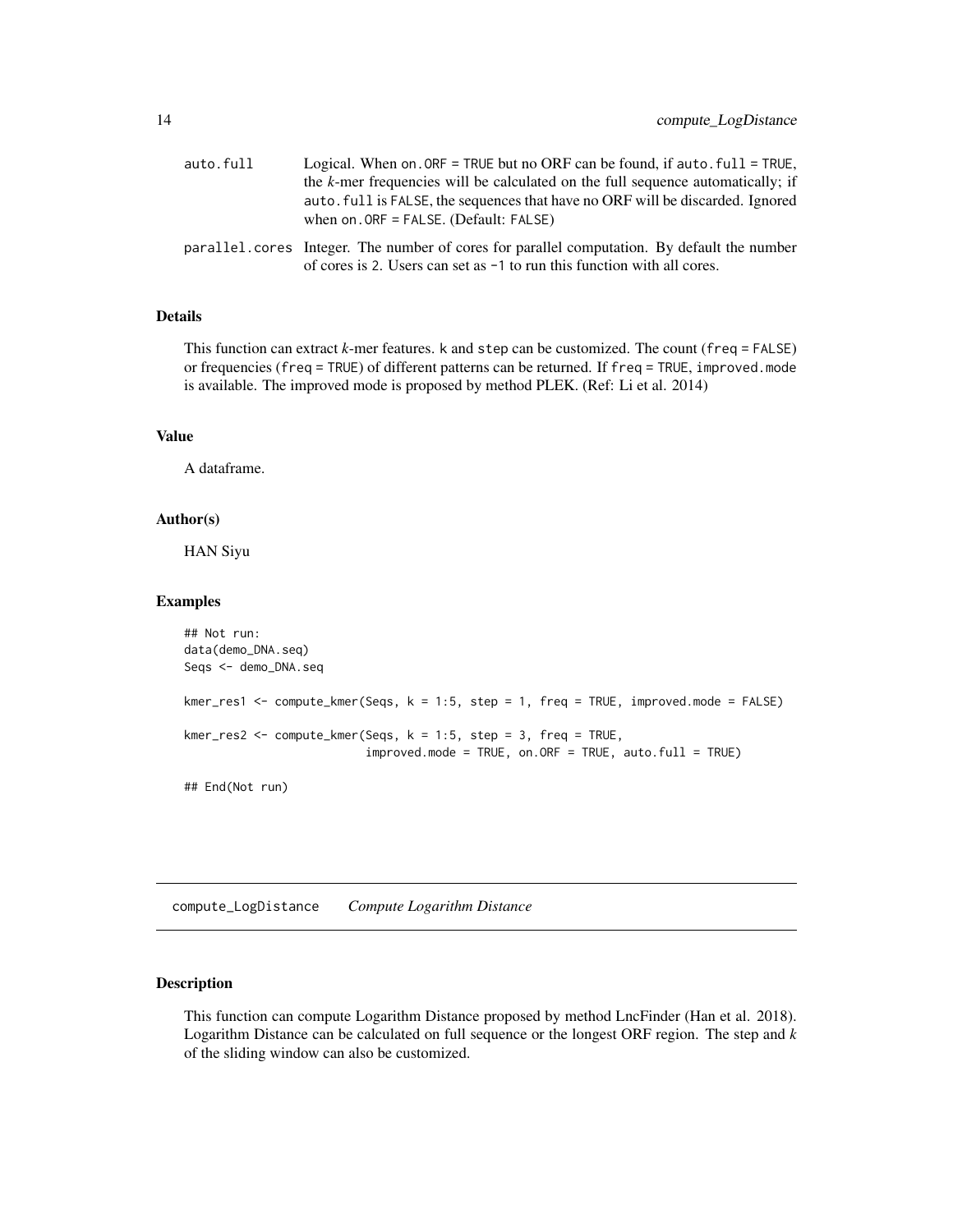| | |
|---|---|
| auto.full | Logical. When on.ORF = TRUE but no ORF can be found, if auto.full = TRUE, the *k*-mer frequencies will be calculated on the full sequence automatically; if auto.full is FALSE, the sequences that have no ORF will be discarded. Ignored when on.ORF = FALSE. (Default: FALSE) |
| parallel.cores | Integer. The number of cores for parallel computation. By default the number of cores is 2. Users can set as -1 to run this function with all cores. |

### Details

This function can extract *k*-mer features. k and step can be customized. The count (freq = FALSE) or frequencies (freq = TRUE) of different patterns can be returned. If freq = TRUE, improved.mode is available. The improved mode is proposed by method PLEK. (Ref: Li et al. 2014)

### Value

A dataframe.

### Author(s)

HAN Siyu

### Examples

```
## Not run:
data(demo_DNA.seq)
Seqs <- demo_DNA.seq

kmer_res1 <- compute_kmer(Seqs, k = 1:5, step = 1, freq = TRUE, improved.mode = FALSE)

kmer_res2 <- compute_kmer(Seqs, k = 1:5, step = 3, freq = TRUE,
                          improved.mode = TRUE, on.ORF = TRUE, auto.full = TRUE)

## End(Not run)
```

## compute_LogDistance    *Compute Logarithm Distance*

### Description

This function can compute Logarithm Distance proposed by method LncFinder (Han et al. 2018). Logarithm Distance can be calculated on full sequence or the longest ORF region. The step and *k* of the sliding window can also be customized.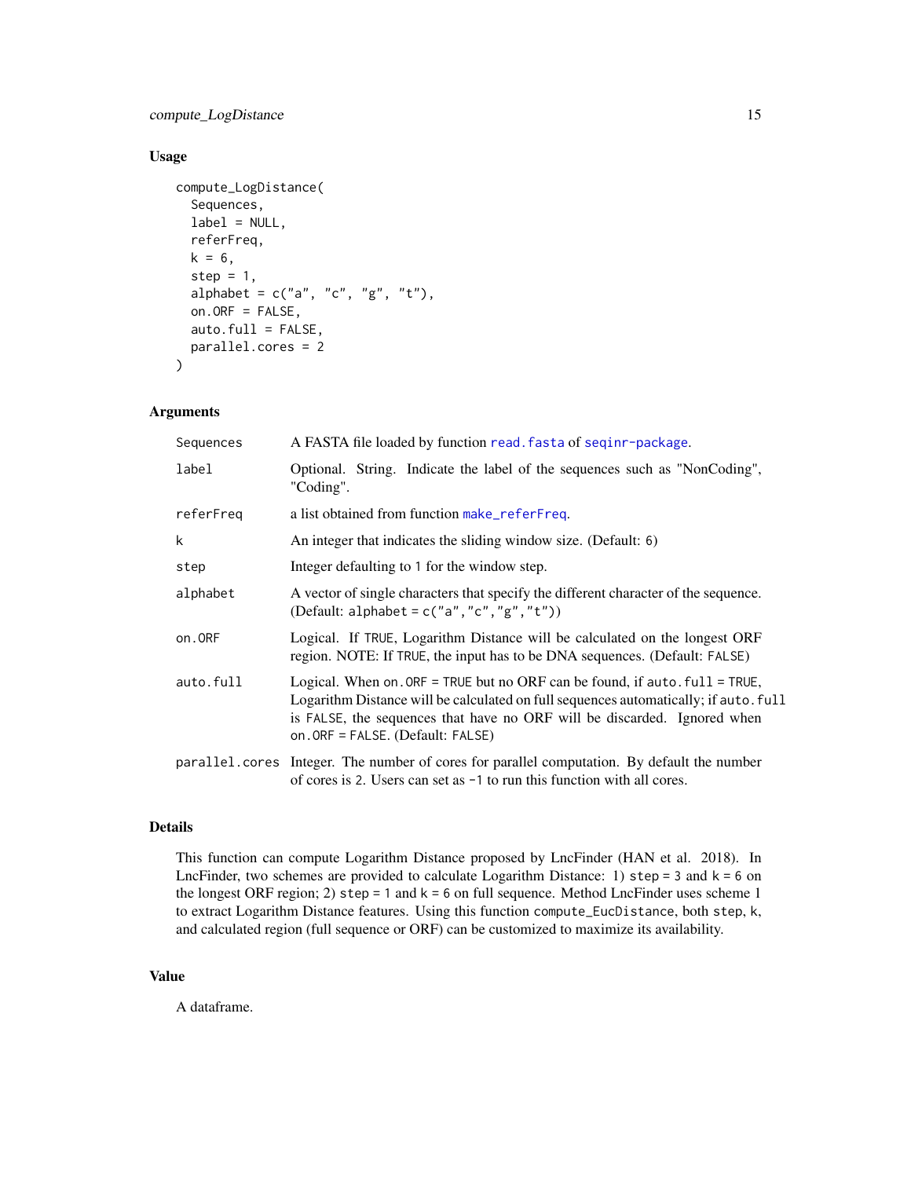### Usage

```
compute_LogDistance(
  Sequences,
  label = NULL,
  referFreq,
  k = 6,
  step = 1,
  alphabet = c("a", "c", "g", "t"),
  on.ORF = FALSE,
  auto.full = FALSE,
  parallel.cores = 2
)
```

### Arguments

| | |
|---|---|
| Sequences | A FASTA file loaded by function read.fasta of seqinr-package. |
| label | Optional. String. Indicate the label of the sequences such as "NonCoding", "Coding". |
| referFreq | a list obtained from function make_referFreq. |
| k | An integer that indicates the sliding window size. (Default: 6) |
| step | Integer defaulting to 1 for the window step. |
| alphabet | A vector of single characters that specify the different character of the sequence. (Default: alphabet = c("a","c","g","t")) |
| on.ORF | Logical. If TRUE, Logarithm Distance will be calculated on the longest ORF region. NOTE: If TRUE, the input has to be DNA sequences. (Default: FALSE) |
| auto.full | Logical. When on.ORF = TRUE but no ORF can be found, if auto.full = TRUE, Logarithm Distance will be calculated on full sequences automatically; if auto.full is FALSE, the sequences that have no ORF will be discarded. Ignored when on.ORF = FALSE. (Default: FALSE) |
| parallel.cores | Integer. The number of cores for parallel computation. By default the number of cores is 2. Users can set as -1 to run this function with all cores. |

### Details

This function can compute Logarithm Distance proposed by LncFinder (HAN et al. 2018). In LncFinder, two schemes are provided to calculate Logarithm Distance: 1) step = 3 and k = 6 on the longest ORF region; 2) step = 1 and k = 6 on full sequence. Method LncFinder uses scheme 1 to extract Logarithm Distance features. Using this function compute_EucDistance, both step, k, and calculated region (full sequence or ORF) can be customized to maximize its availability.

### Value

A dataframe.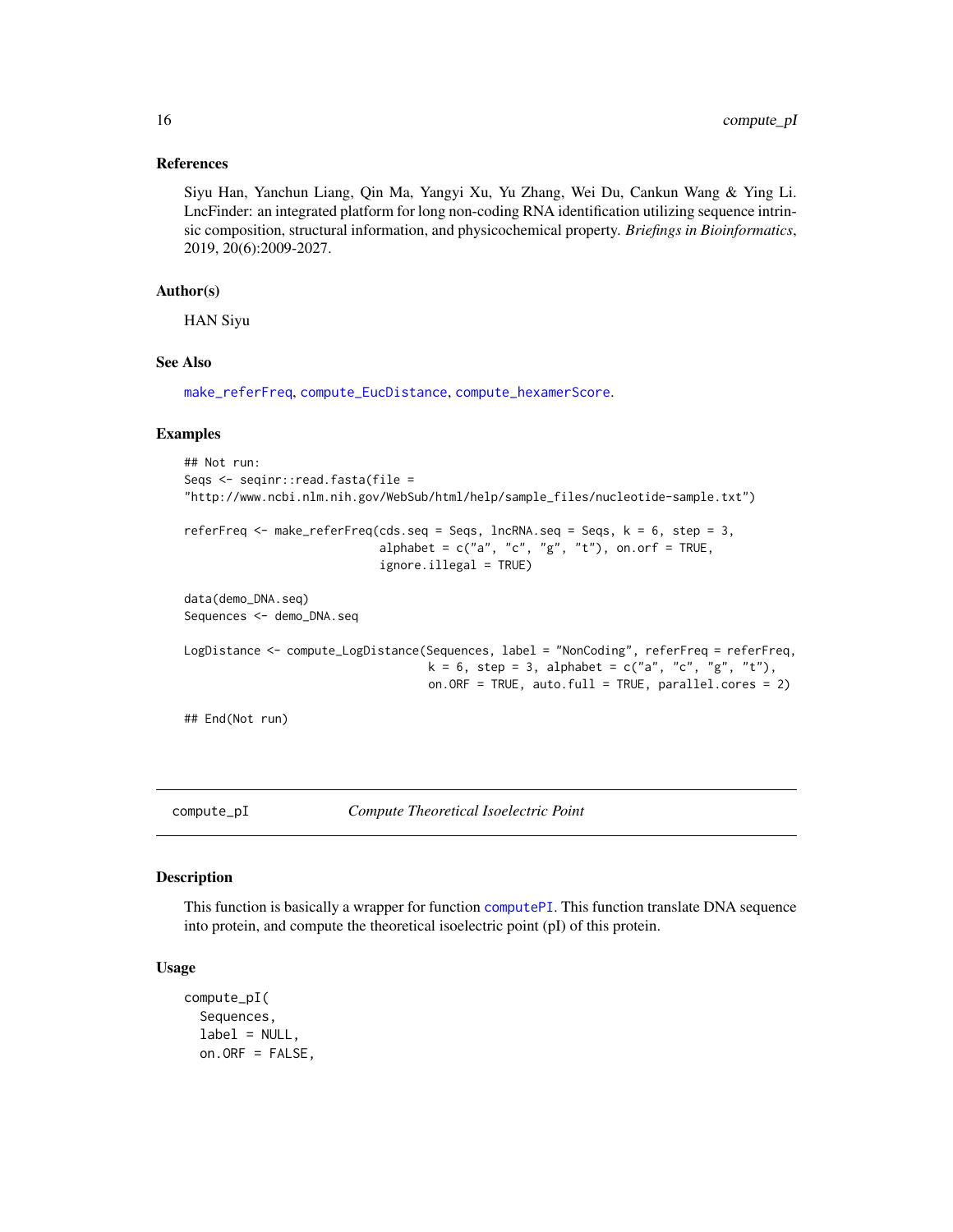### References

Siyu Han, Yanchun Liang, Qin Ma, Yangyi Xu, Yu Zhang, Wei Du, Cankun Wang & Ying Li. LncFinder: an integrated platform for long non-coding RNA identification utilizing sequence intrinsic composition, structural information, and physicochemical property. *Briefings in Bioinformatics*, 2019, 20(6):2009-2027.

### Author(s)

HAN Siyu

### See Also

make_referFreq, compute_EucDistance, compute_hexamerScore.

### Examples

```
## Not run:
Seqs <- seqinr::read.fasta(file =
"http://www.ncbi.nlm.nih.gov/WebSub/html/help/sample_files/nucleotide-sample.txt")

referFreq <- make_referFreq(cds.seq = Seqs, lncRNA.seq = Seqs, k = 6, step = 3,
                            alphabet = c("a", "c", "g", "t"), on.orf = TRUE,
                            ignore.illegal = TRUE)

data(demo_DNA.seq)
Sequences <- demo_DNA.seq

LogDistance <- compute_LogDistance(Sequences, label = "NonCoding", referFreq = referFreq,
                                   k = 6, step = 3, alphabet = c("a", "c", "g", "t"),
                                   on.ORF = TRUE, auto.full = TRUE, parallel.cores = 2)

## End(Not run)
```

---

## compute_pI — *Compute Theoretical Isoelectric Point*

### Description

This function is basically a wrapper for function computePI. This function translate DNA sequence into protein, and compute the theoretical isoelectric point (pI) of this protein.

### Usage

```
compute_pI(
  Sequences,
  label = NULL,
  on.ORF = FALSE,
```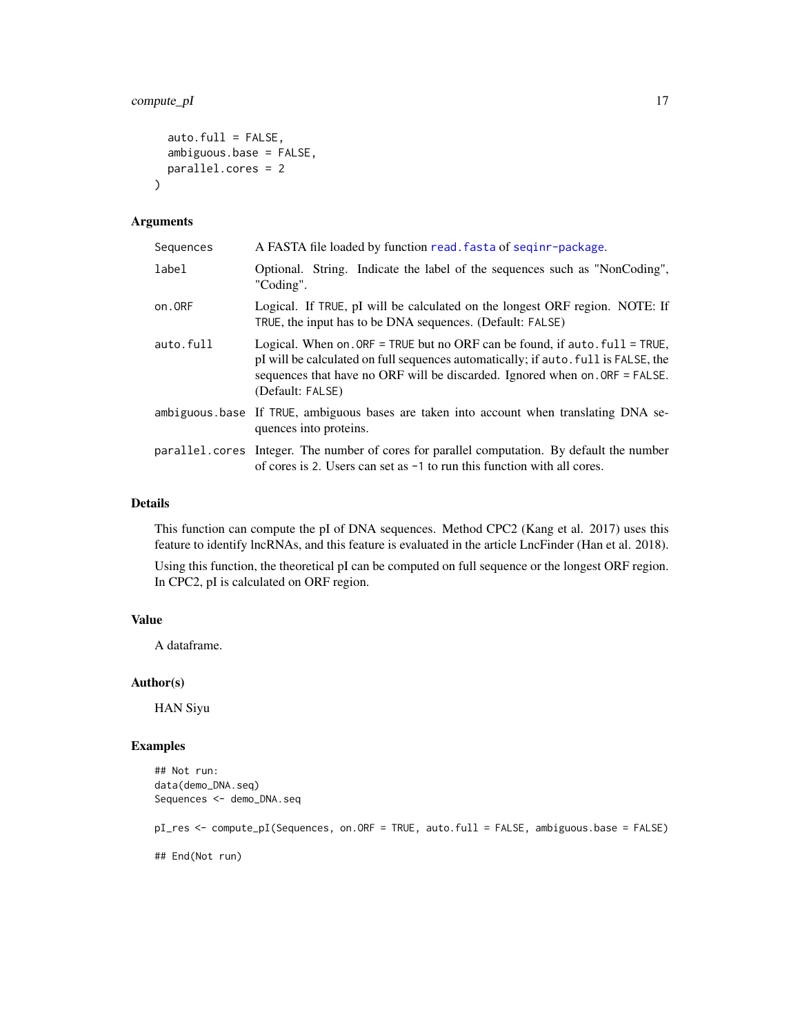```
  auto.full = FALSE,
  ambiguous.base = FALSE,
  parallel.cores = 2
)
```

## Arguments

| Argument | Description |
|---|---|
| `Sequences` | A FASTA file loaded by function `read.fasta` of `seqinr-package`. |
| `label` | Optional. String. Indicate the label of the sequences such as "NonCoding", "Coding". |
| `on.ORF` | Logical. If `TRUE`, pI will be calculated on the longest ORF region. NOTE: If `TRUE`, the input has to be DNA sequences. (Default: `FALSE`) |
| `auto.full` | Logical. When `on.ORF = TRUE` but no ORF can be found, if `auto.full = TRUE`, pI will be calculated on full sequences automatically; if `auto.full` is `FALSE`, the sequences that have no ORF will be discarded. Ignored when `on.ORF = FALSE`. (Default: `FALSE`) |
| `ambiguous.base` | If `TRUE`, ambiguous bases are taken into account when translating DNA sequences into proteins. |
| `parallel.cores` | Integer. The number of cores for parallel computation. By default the number of cores is `2`. Users can set as `-1` to run this function with all cores. |

## Details

This function can compute the pI of DNA sequences. Method CPC2 (Kang et al. 2017) uses this feature to identify lncRNAs, and this feature is evaluated in the article LncFinder (Han et al. 2018).

Using this function, the theoretical pI can be computed on full sequence or the longest ORF region. In CPC2, pI is calculated on ORF region.

## Value

A dataframe.

## Author(s)

HAN Siyu

## Examples

```
## Not run:
data(demo_DNA.seq)
Sequences <- demo_DNA.seq

pI_res <- compute_pI(Sequences, on.ORF = TRUE, auto.full = FALSE, ambiguous.base = FALSE)

## End(Not run)
```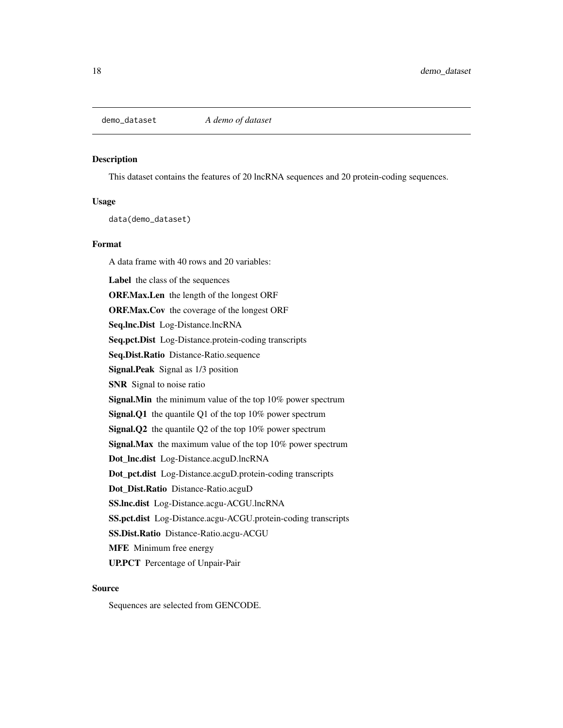# demo_dataset *A demo of dataset*

### Description

This dataset contains the features of 20 lncRNA sequences and 20 protein-coding sequences.

### Usage

```
data(demo_dataset)
```

### Format

A data frame with 40 rows and 20 variables:

**Label** the class of the sequences

**ORF.Max.Len** the length of the longest ORF

**ORF.Max.Cov** the coverage of the longest ORF

**Seq.lnc.Dist** Log-Distance.lncRNA

**Seq.pct.Dist** Log-Distance.protein-coding transcripts

**Seq.Dist.Ratio** Distance-Ratio.sequence

**Signal.Peak** Signal as 1/3 position

**SNR** Signal to noise ratio

**Signal.Min** the minimum value of the top 10% power spectrum

**Signal.Q1** the quantile Q1 of the top 10% power spectrum

**Signal.Q2** the quantile Q2 of the top 10% power spectrum

**Signal.Max** the maximum value of the top 10% power spectrum

**Dot_lnc.dist** Log-Distance.acguD.lncRNA

**Dot_pct.dist** Log-Distance.acguD.protein-coding transcripts

**Dot_Dist.Ratio** Distance-Ratio.acguD

**SS.lnc.dist** Log-Distance.acgu-ACGU.lncRNA

**SS.pct.dist** Log-Distance.acgu-ACGU.protein-coding transcripts

**SS.Dist.Ratio** Distance-Ratio.acgu-ACGU

**MFE** Minimum free energy

**UP.PCT** Percentage of Unpair-Pair

### Source

Sequences are selected from GENCODE.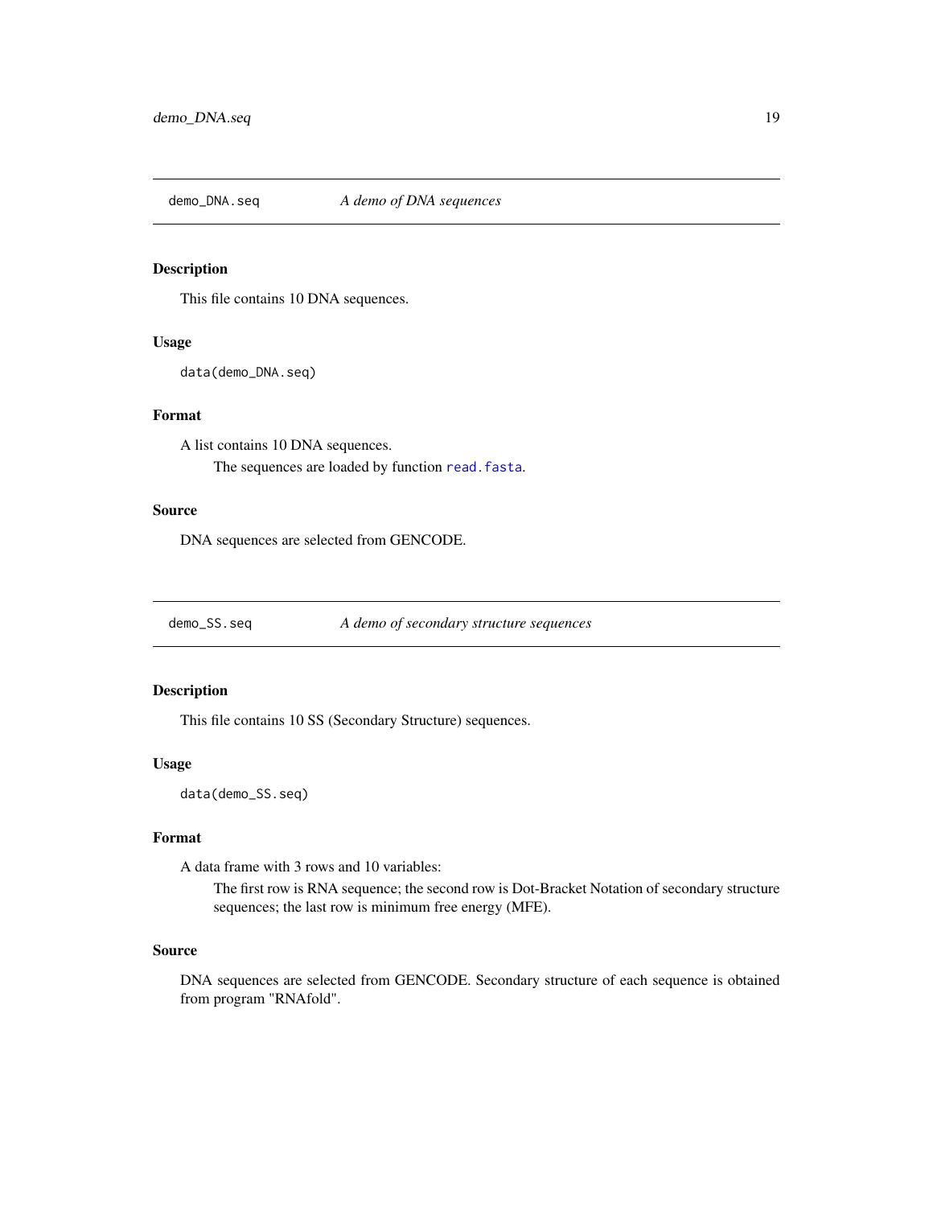## demo_DNA.seq — *A demo of DNA sequences*

### Description

This file contains 10 DNA sequences.

### Usage

```
data(demo_DNA.seq)
```

### Format

A list contains 10 DNA sequences.

The sequences are loaded by function `read.fasta`.

### Source

DNA sequences are selected from GENCODE.

## demo_SS.seq — *A demo of secondary structure sequences*

### Description

This file contains 10 SS (Secondary Structure) sequences.

### Usage

```
data(demo_SS.seq)
```

### Format

A data frame with 3 rows and 10 variables:

The first row is RNA sequence; the second row is Dot-Bracket Notation of secondary structure sequences; the last row is minimum free energy (MFE).

### Source

DNA sequences are selected from GENCODE. Secondary structure of each sequence is obtained from program "RNAfold".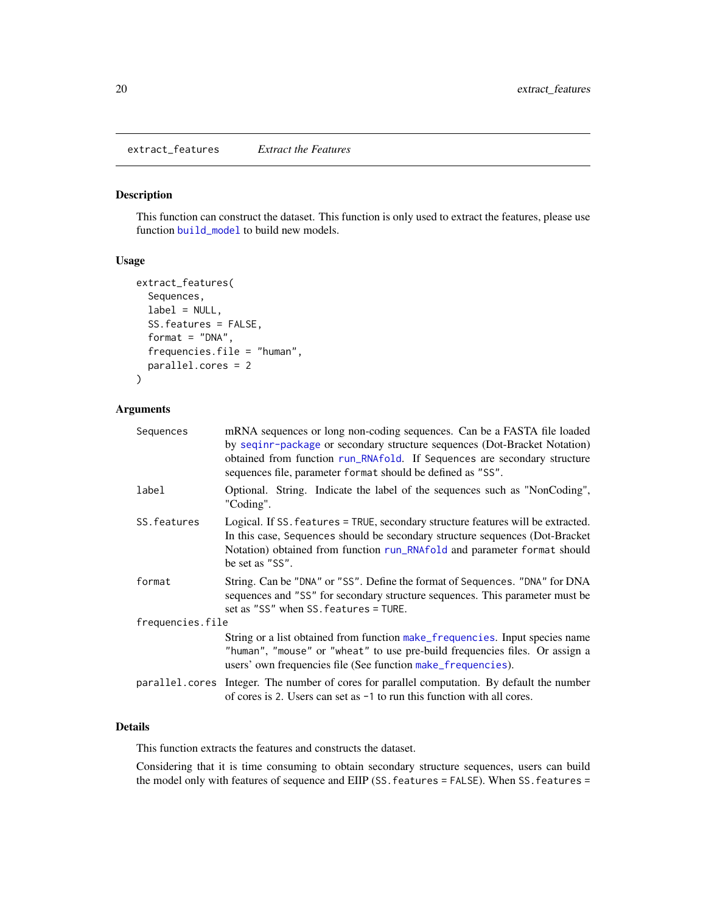## extract_features *Extract the Features*

### Description

This function can construct the dataset. This function is only used to extract the features, please use function `build_model` to build new models.

### Usage

```
extract_features(
  Sequences,
  label = NULL,
  SS.features = FALSE,
  format = "DNA",
  frequencies.file = "human",
  parallel.cores = 2
)
```

### Arguments

- `Sequences` mRNA sequences or long non-coding sequences. Can be a FASTA file loaded by `seqinr-package` or secondary structure sequences (Dot-Bracket Notation) obtained from function `run_RNAfold`. If `Sequences` are secondary structure sequences file, parameter `format` should be defined as `"SS"`.
- `label` Optional. String. Indicate the label of the sequences such as "NonCoding", "Coding".
- `SS.features` Logical. If `SS.features = TRUE`, secondary structure features will be extracted. In this case, `Sequences` should be secondary structure sequences (Dot-Bracket Notation) obtained from function `run_RNAfold` and parameter `format` should be set as `"SS"`.
- `format` String. Can be `"DNA"` or `"SS"`. Define the format of `Sequences`. `"DNA"` for DNA sequences and `"SS"` for secondary structure sequences. This parameter must be set as `"SS"` when `SS.features = TURE`.
- `frequencies.file` String or a list obtained from function `make_frequencies`. Input species name `"human"`, `"mouse"` or `"wheat"` to use pre-build frequencies files. Or assign a users' own frequencies file (See function `make_frequencies`).
- `parallel.cores` Integer. The number of cores for parallel computation. By default the number of cores is `2`. Users can set as `-1` to run this function with all cores.

### Details

This function extracts the features and constructs the dataset.

Considering that it is time consuming to obtain secondary structure sequences, users can build the model only with features of sequence and EIIP (`SS.features = FALSE`). When `SS.features =`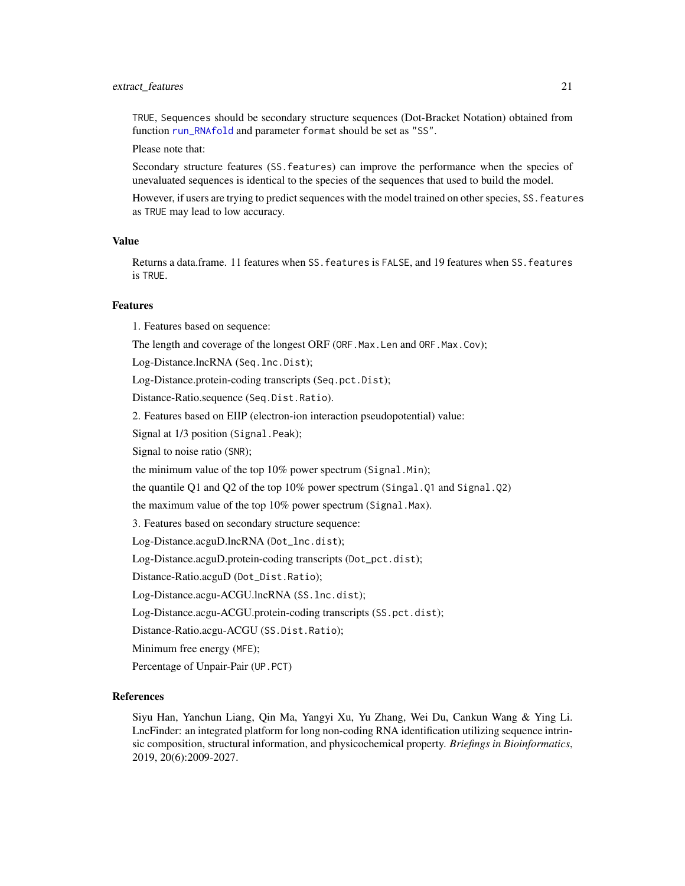TRUE, Sequences should be secondary structure sequences (Dot-Bracket Notation) obtained from function run_RNAfold and parameter format should be set as "SS".

Please note that:

Secondary structure features (SS.features) can improve the performance when the species of unevaluated sequences is identical to the species of the sequences that used to build the model.

However, if users are trying to predict sequences with the model trained on other species, SS.features as TRUE may lead to low accuracy.

## Value

Returns a data.frame. 11 features when SS.features is FALSE, and 19 features when SS.features is TRUE.

## Features

1. Features based on sequence:

The length and coverage of the longest ORF (ORF.Max.Len and ORF.Max.Cov);

Log-Distance.lncRNA (Seq.lnc.Dist);

Log-Distance.protein-coding transcripts (Seq.pct.Dist);

Distance-Ratio.sequence (Seq.Dist.Ratio).

2. Features based on EIIP (electron-ion interaction pseudopotential) value:

Signal at 1/3 position (Signal.Peak);

Signal to noise ratio (SNR);

the minimum value of the top 10% power spectrum (Signal.Min);

the quantile Q1 and Q2 of the top 10% power spectrum (Singal.Q1 and Signal.Q2)

the maximum value of the top 10% power spectrum (Signal.Max).

3. Features based on secondary structure sequence:

Log-Distance.acguD.lncRNA (Dot_lnc.dist);

Log-Distance.acguD.protein-coding transcripts (Dot_pct.dist);

Distance-Ratio.acguD (Dot_Dist.Ratio);

Log-Distance.acgu-ACGU.lncRNA (SS.lnc.dist);

Log-Distance.acgu-ACGU.protein-coding transcripts (SS.pct.dist);

Distance-Ratio.acgu-ACGU (SS.Dist.Ratio);

Minimum free energy (MFE);

Percentage of Unpair-Pair (UP.PCT)

## References

Siyu Han, Yanchun Liang, Qin Ma, Yangyi Xu, Yu Zhang, Wei Du, Cankun Wang & Ying Li. LncFinder: an integrated platform for long non-coding RNA identification utilizing sequence intrinsic composition, structural information, and physicochemical property. *Briefings in Bioinformatics*, 2019, 20(6):2009-2027.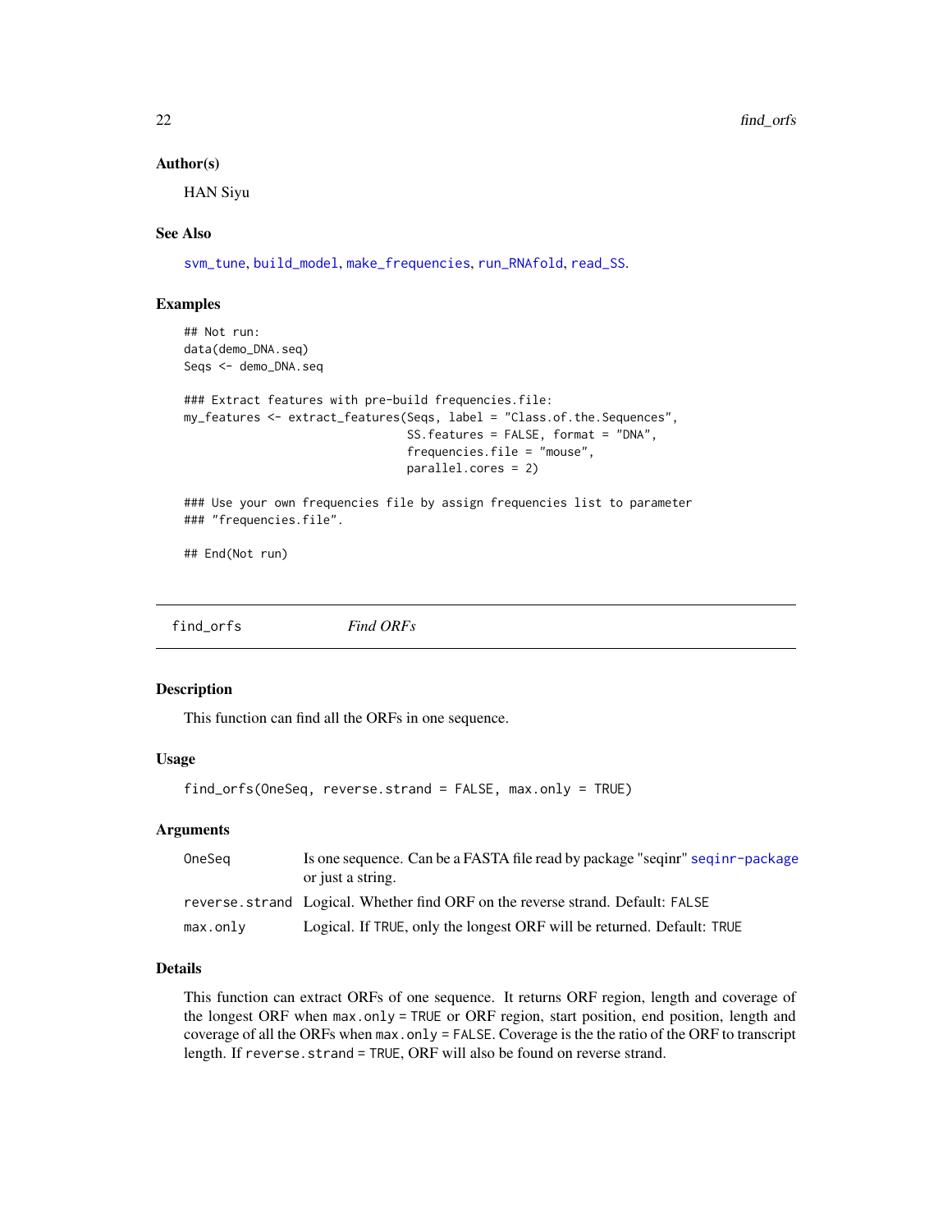### Author(s)

HAN Siyu

### See Also

svm_tune, build_model, make_frequencies, run_RNAfold, read_SS.

### Examples

```
## Not run:
data(demo_DNA.seq)
Seqs <- demo_DNA.seq

### Extract features with pre-build frequencies.file:
my_features <- extract_features(Seqs, label = "Class.of.the.Sequences",
                                SS.features = FALSE, format = "DNA",
                                frequencies.file = "mouse",
                                parallel.cores = 2)

### Use your own frequencies file by assign frequencies list to parameter
### "frequencies.file".

## End(Not run)
```

---

## find_orfs    *Find ORFs*

### Description

This function can find all the ORFs in one sequence.

### Usage

```
find_orfs(OneSeq, reverse.strand = FALSE, max.only = TRUE)
```

### Arguments

| | |
|---|---|
| OneSeq | Is one sequence. Can be a FASTA file read by package "seqinr" seqinr-package or just a string. |
| reverse.strand | Logical. Whether find ORF on the reverse strand. Default: FALSE |
| max.only | Logical. If TRUE, only the longest ORF will be returned. Default: TRUE |

### Details

This function can extract ORFs of one sequence. It returns ORF region, length and coverage of the longest ORF when max.only = TRUE or ORF region, start position, end position, length and coverage of all the ORFs when max.only = FALSE. Coverage is the the ratio of the ORF to transcript length. If reverse.strand = TRUE, ORF will also be found on reverse strand.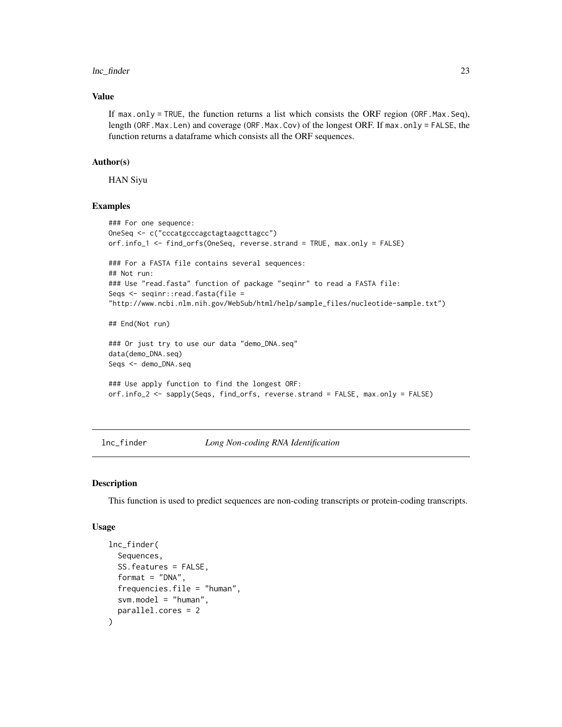### Value

If `max.only = TRUE`, the function returns a list which consists the ORF region (`ORF.Max.Seq`), length (`ORF.Max.Len`) and coverage (`ORF.Max.Cov`) of the longest ORF. If `max.only = FALSE`, the function returns a dataframe which consists all the ORF sequences.

### Author(s)

HAN Siyu

### Examples

```
### For one sequence:
OneSeq <- c("cccatgcccagctagtaagcttagcc")
orf.info_1 <- find_orfs(OneSeq, reverse.strand = TRUE, max.only = FALSE)

### For a FASTA file contains several sequences:
## Not run:
### Use "read.fasta" function of package "seqinr" to read a FASTA file:
Seqs <- seqinr::read.fasta(file =
"http://www.ncbi.nlm.nih.gov/WebSub/html/help/sample_files/nucleotide-sample.txt")

## End(Not run)

### Or just try to use our data "demo_DNA.seq"
data(demo_DNA.seq)
Seqs <- demo_DNA.seq

### Use apply function to find the longest ORF:
orf.info_2 <- sapply(Seqs, find_orfs, reverse.strand = FALSE, max.only = FALSE)
```

---

## lnc_finder — *Long Non-coding RNA Identification*

### Description

This function is used to predict sequences are non-coding transcripts or protein-coding transcripts.

### Usage

```
lnc_finder(
  Sequences,
  SS.features = FALSE,
  format = "DNA",
  frequencies.file = "human",
  svm.model = "human",
  parallel.cores = 2
)
```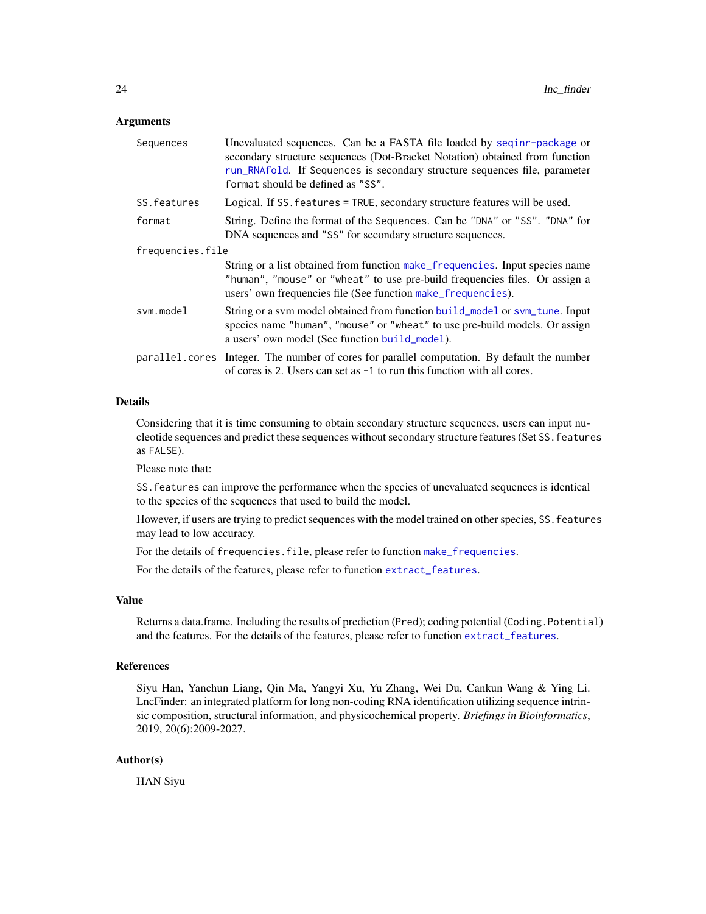## Arguments

| | |
|---|---|
| `Sequences` | Unevaluated sequences. Can be a FASTA file loaded by `seqinr-package` or secondary structure sequences (Dot-Bracket Notation) obtained from function `run_RNAfold`. If `Sequences` is secondary structure sequences file, parameter `format` should be defined as `"SS"`. |
| `SS.features` | Logical. If `SS.features = TRUE`, secondary structure features will be used. |
| `format` | String. Define the format of the `Sequences`. Can be `"DNA"` or `"SS"`. `"DNA"` for DNA sequences and `"SS"` for secondary structure sequences. |
| `frequencies.file` | String or a list obtained from function `make_frequencies`. Input species name `"human"`, `"mouse"` or `"wheat"` to use pre-build frequencies files. Or assign a users' own frequencies file (See function `make_frequencies`). |
| `svm.model` | String or a svm model obtained from function `build_model` or `svm_tune`. Input species name `"human"`, `"mouse"` or `"wheat"` to use pre-build models. Or assign a users' own model (See function `build_model`). |
| `parallel.cores` | Integer. The number of cores for parallel computation. By default the number of cores is `2`. Users can set as `-1` to run this function with all cores. |

## Details

Considering that it is time consuming to obtain secondary structure sequences, users can input nucleotide sequences and predict these sequences without secondary structure features (Set `SS.features` as `FALSE`).

Please note that:

`SS.features` can improve the performance when the species of unevaluated sequences is identical to the species of the sequences that used to build the model.

However, if users are trying to predict sequences with the model trained on other species, `SS.features` may lead to low accuracy.

For the details of `frequencies.file`, please refer to function `make_frequencies`.

For the details of the features, please refer to function `extract_features`.

## Value

Returns a data.frame. Including the results of prediction (`Pred`); coding potential (`Coding.Potential`) and the features. For the details of the features, please refer to function `extract_features`.

## References

Siyu Han, Yanchun Liang, Qin Ma, Yangyi Xu, Yu Zhang, Wei Du, Cankun Wang & Ying Li. LncFinder: an integrated platform for long non-coding RNA identification utilizing sequence intrinsic composition, structural information, and physicochemical property. *Briefings in Bioinformatics*, 2019, 20(6):2009-2027.

## Author(s)

HAN Siyu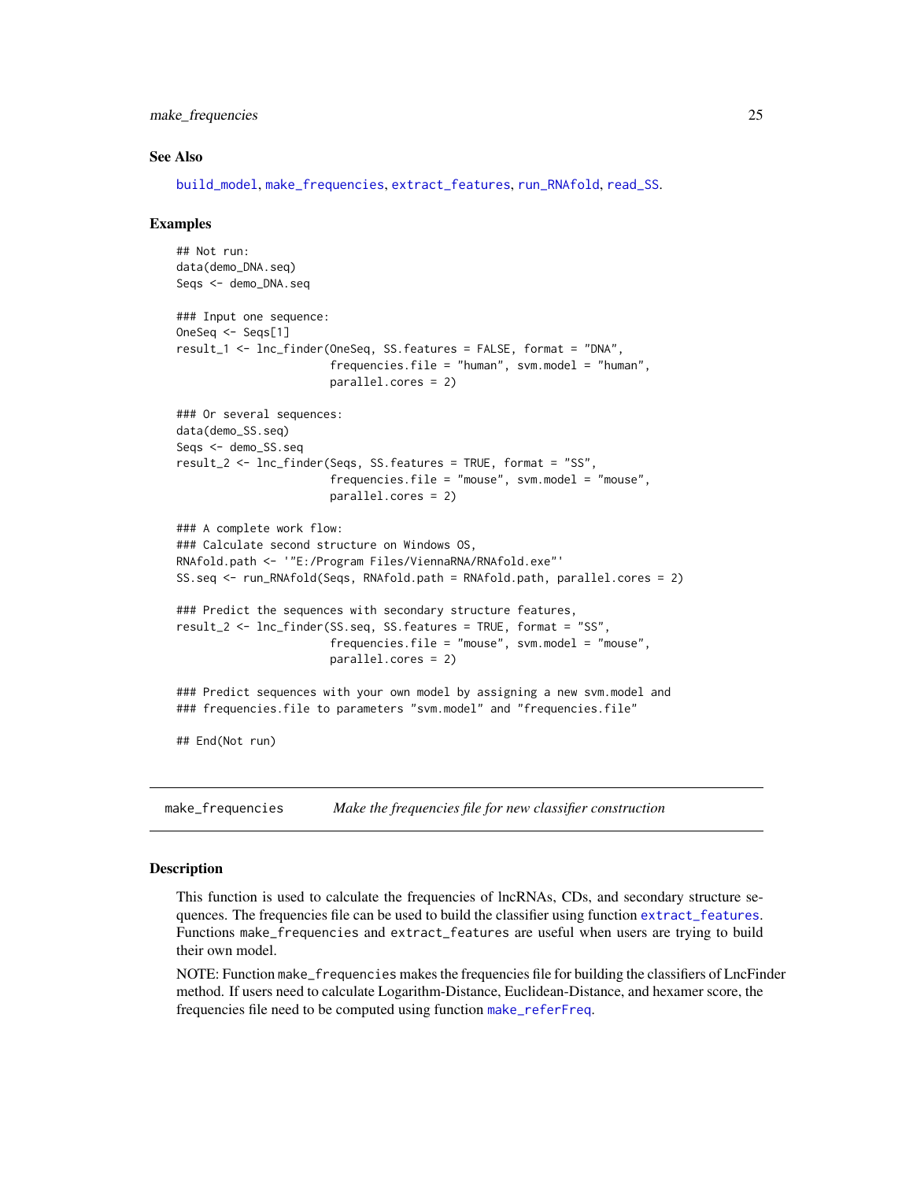### See Also

build_model, make_frequencies, extract_features, run_RNAfold, read_SS.

### Examples

```
## Not run:
data(demo_DNA.seq)
Seqs <- demo_DNA.seq

### Input one sequence:
OneSeq <- Seqs[1]
result_1 <- lnc_finder(OneSeq, SS.features = FALSE, format = "DNA",
                       frequencies.file = "human", svm.model = "human",
                       parallel.cores = 2)

### Or several sequences:
data(demo_SS.seq)
Seqs <- demo_SS.seq
result_2 <- lnc_finder(Seqs, SS.features = TRUE, format = "SS",
                       frequencies.file = "mouse", svm.model = "mouse",
                       parallel.cores = 2)

### A complete work flow:
### Calculate second structure on Windows OS,
RNAfold.path <- '"E:/Program Files/ViennaRNA/RNAfold.exe"'
SS.seq <- run_RNAfold(Seqs, RNAfold.path = RNAfold.path, parallel.cores = 2)

### Predict the sequences with secondary structure features,
result_2 <- lnc_finder(SS.seq, SS.features = TRUE, format = "SS",
                       frequencies.file = "mouse", svm.model = "mouse",
                       parallel.cores = 2)

### Predict sequences with your own model by assigning a new svm.model and
### frequencies.file to parameters "svm.model" and "frequencies.file"

## End(Not run)
```

---

## make_frequencies — *Make the frequencies file for new classifier construction*

---

### Description

This function is used to calculate the frequencies of lncRNAs, CDs, and secondary structure sequences. The frequencies file can be used to build the classifier using function extract_features. Functions make_frequencies and extract_features are useful when users are trying to build their own model.

NOTE: Function make_frequencies makes the frequencies file for building the classifiers of LncFinder method. If users need to calculate Logarithm-Distance, Euclidean-Distance, and hexamer score, the frequencies file need to be computed using function make_referFreq.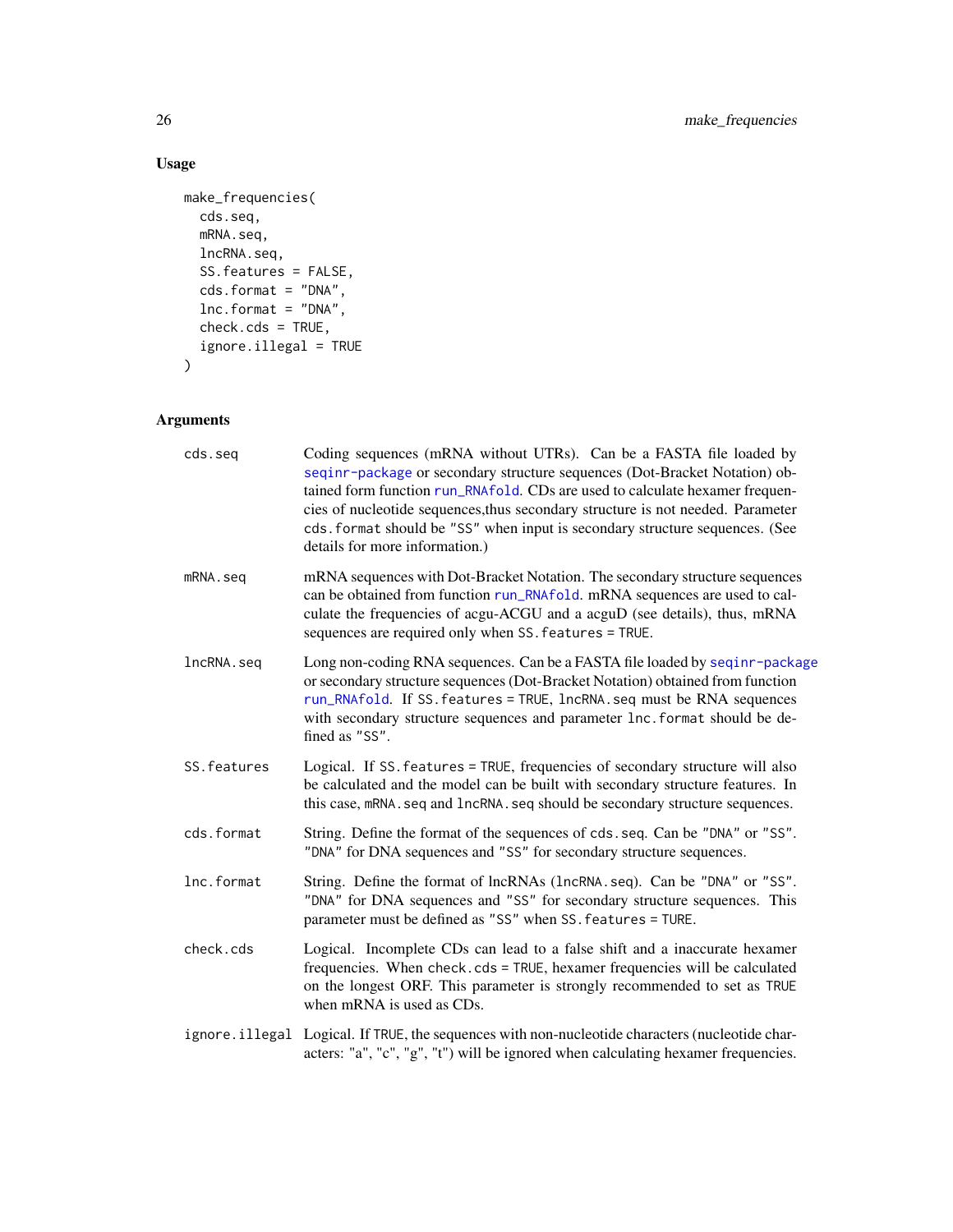## Usage

```
make_frequencies(
  cds.seq,
  mRNA.seq,
  lncRNA.seq,
  SS.features = FALSE,
  cds.format = "DNA",
  lnc.format = "DNA",
  check.cds = TRUE,
  ignore.illegal = TRUE
)
```

## Arguments

| | |
|---|---|
| `cds.seq` | Coding sequences (mRNA without UTRs). Can be a FASTA file loaded by seqinr-package or secondary structure sequences (Dot-Bracket Notation) obtained form function run_RNAfold. CDs are used to calculate hexamer frequencies of nucleotide sequences,thus secondary structure is not needed. Parameter `cds.format` should be `"SS"` when input is secondary structure sequences. (See details for more information.) |
| `mRNA.seq` | mRNA sequences with Dot-Bracket Notation. The secondary structure sequences can be obtained from function run_RNAfold. mRNA sequences are used to calculate the frequencies of acgu-ACGU and a acguD (see details), thus, mRNA sequences are required only when `SS.features = TRUE`. |
| `lncRNA.seq` | Long non-coding RNA sequences. Can be a FASTA file loaded by seqinr-package or secondary structure sequences (Dot-Bracket Notation) obtained from function run_RNAfold. If `SS.features = TRUE`, `lncRNA.seq` must be RNA sequences with secondary structure sequences and parameter `lnc.format` should be defined as `"SS"`. |
| `SS.features` | Logical. If `SS.features = TRUE`, frequencies of secondary structure will also be calculated and the model can be built with secondary structure features. In this case, `mRNA.seq` and `lncRNA.seq` should be secondary structure sequences. |
| `cds.format` | String. Define the format of the sequences of `cds.seq`. Can be `"DNA"` or `"SS"`. `"DNA"` for DNA sequences and `"SS"` for secondary structure sequences. |
| `lnc.format` | String. Define the format of lncRNAs (`lncRNA.seq`). Can be `"DNA"` or `"SS"`. `"DNA"` for DNA sequences and `"SS"` for secondary structure sequences. This parameter must be defined as `"SS"` when `SS.features = TURE`. |
| `check.cds` | Logical. Incomplete CDs can lead to a false shift and a inaccurate hexamer frequencies. When `check.cds = TRUE`, hexamer frequencies will be calculated on the longest ORF. This parameter is strongly recommended to set as `TRUE` when mRNA is used as CDs. |
| `ignore.illegal` | Logical. If `TRUE`, the sequences with non-nucleotide characters (nucleotide characters: "a", "c", "g", "t") will be ignored when calculating hexamer frequencies. |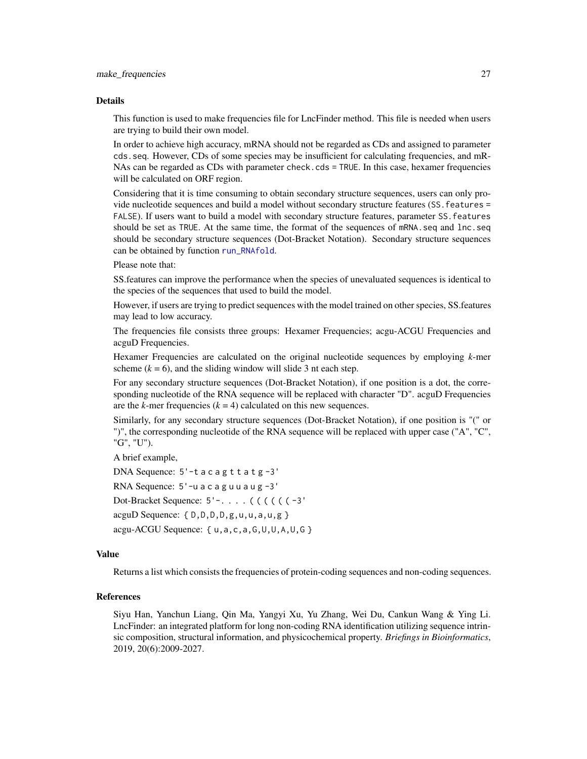## Details

This function is used to make frequencies file for LncFinder method. This file is needed when users are trying to build their own model.

In order to achieve high accuracy, mRNA should not be regarded as CDs and assigned to parameter `cds.seq`. However, CDs of some species may be insufficient for calculating frequencies, and mRNAs can be regarded as CDs with parameter `check.cds = TRUE`. In this case, hexamer frequencies will be calculated on ORF region.

Considering that it is time consuming to obtain secondary structure sequences, users can only provide nucleotide sequences and build a model without secondary structure features (`SS.features = FALSE`). If users want to build a model with secondary structure features, parameter `SS.features` should be set as `TRUE`. At the same time, the format of the sequences of `mRNA.seq` and `lnc.seq` should be secondary structure sequences (Dot-Bracket Notation). Secondary structure sequences can be obtained by function `run_RNAfold`.

Please note that:

SS.features can improve the performance when the species of unevaluated sequences is identical to the species of the sequences that used to build the model.

However, if users are trying to predict sequences with the model trained on other species, SS.features may lead to low accuracy.

The frequencies file consists three groups: Hexamer Frequencies; acgu-ACGU Frequencies and acguD Frequencies.

Hexamer Frequencies are calculated on the original nucleotide sequences by employing $k$-mer scheme ($k = 6$), and the sliding window will slide 3 nt each step.

For any secondary structure sequences (Dot-Bracket Notation), if one position is a dot, the corresponding nucleotide of the RNA sequence will be replaced with character "D". acguD Frequencies are the $k$-mer frequencies ($k = 4$) calculated on this new sequences.

Similarly, for any secondary structure sequences (Dot-Bracket Notation), if one position is "(" or ")", the corresponding nucleotide of the RNA sequence will be replaced with upper case ("A", "C", "G", "U").

A brief example,

DNA Sequence: `5'-t a c a g t t a t g -3'`

RNA Sequence: `5'-u a c a g u u a u g -3'`

Dot-Bracket Sequence: `5'-. . . . ( ( ( ( ( ( -3'`

acguD Sequence: `{ D,D,D,D,g,u,u,a,u,g }`

acgu-ACGU Sequence: `{ u,a,c,a,G,U,U,A,U,G }`

## Value

Returns a list which consists the frequencies of protein-coding sequences and non-coding sequences.

## References

Siyu Han, Yanchun Liang, Qin Ma, Yangyi Xu, Yu Zhang, Wei Du, Cankun Wang & Ying Li. LncFinder: an integrated platform for long non-coding RNA identification utilizing sequence intrinsic composition, structural information, and physicochemical property. *Briefings in Bioinformatics*, 2019, 20(6):2009-2027.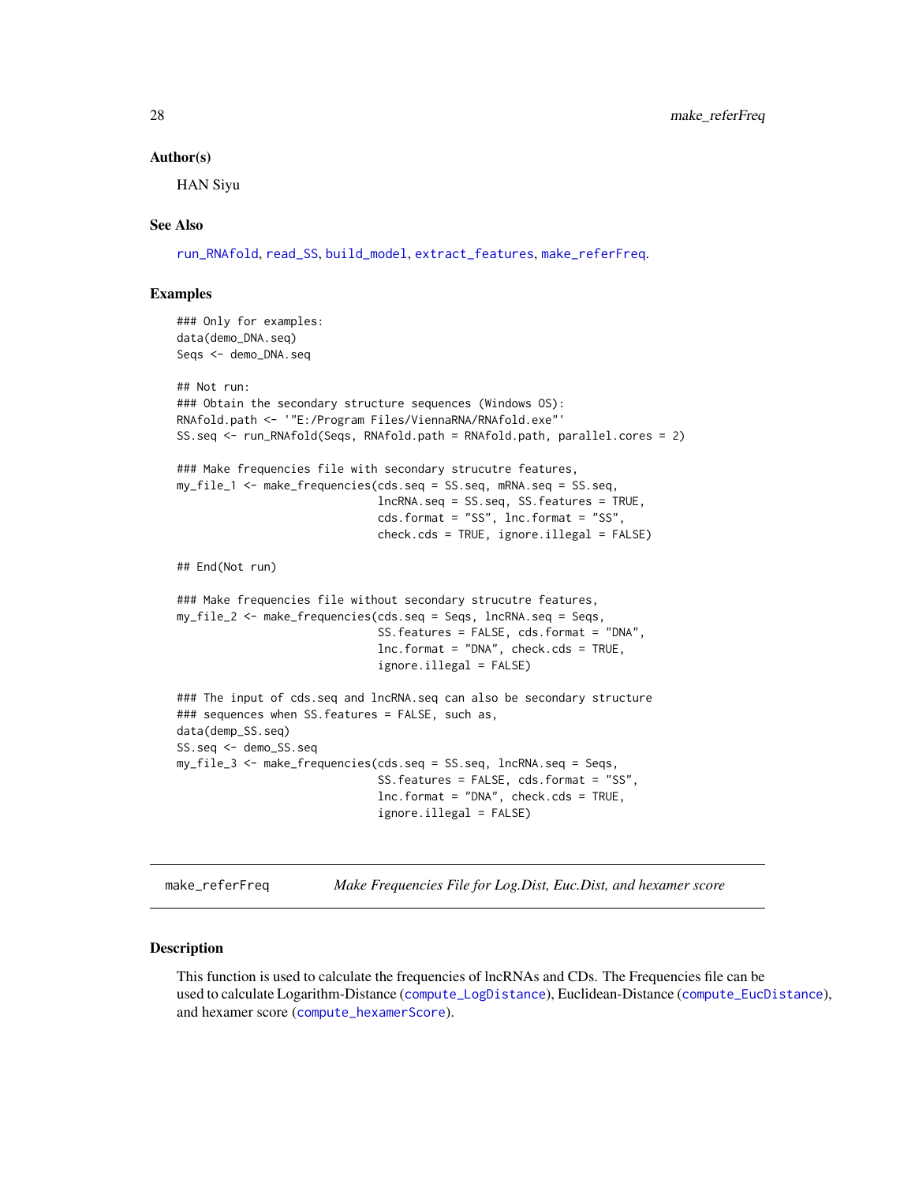### Author(s)

HAN Siyu

### See Also

run_RNAfold, read_SS, build_model, extract_features, make_referFreq.

### Examples

```
### Only for examples:
data(demo_DNA.seq)
Seqs <- demo_DNA.seq

## Not run:
### Obtain the secondary structure sequences (Windows OS):
RNAfold.path <- '"E:/Program Files/ViennaRNA/RNAfold.exe"'
SS.seq <- run_RNAfold(Seqs, RNAfold.path = RNAfold.path, parallel.cores = 2)

### Make frequencies file with secondary strucutre features,
my_file_1 <- make_frequencies(cds.seq = SS.seq, mRNA.seq = SS.seq,
                              lncRNA.seq = SS.seq, SS.features = TRUE,
                              cds.format = "SS", lnc.format = "SS",
                              check.cds = TRUE, ignore.illegal = FALSE)

## End(Not run)

### Make frequencies file without secondary strucutre features,
my_file_2 <- make_frequencies(cds.seq = Seqs, lncRNA.seq = Seqs,
                              SS.features = FALSE, cds.format = "DNA",
                              lnc.format = "DNA", check.cds = TRUE,
                              ignore.illegal = FALSE)

### The input of cds.seq and lncRNA.seq can also be secondary structure
### sequences when SS.features = FALSE, such as,
data(demp_SS.seq)
SS.seq <- demo_SS.seq
my_file_3 <- make_frequencies(cds.seq = SS.seq, lncRNA.seq = Seqs,
                              SS.features = FALSE, cds.format = "SS",
                              lnc.format = "DNA", check.cds = TRUE,
                              ignore.illegal = FALSE)
```

---

## make_referFreq — *Make Frequencies File for Log.Dist, Euc.Dist, and hexamer score*

---

### Description

This function is used to calculate the frequencies of lncRNAs and CDs. The Frequencies file can be used to calculate Logarithm-Distance (compute_LogDistance), Euclidean-Distance (compute_EucDistance), and hexamer score (compute_hexamerScore).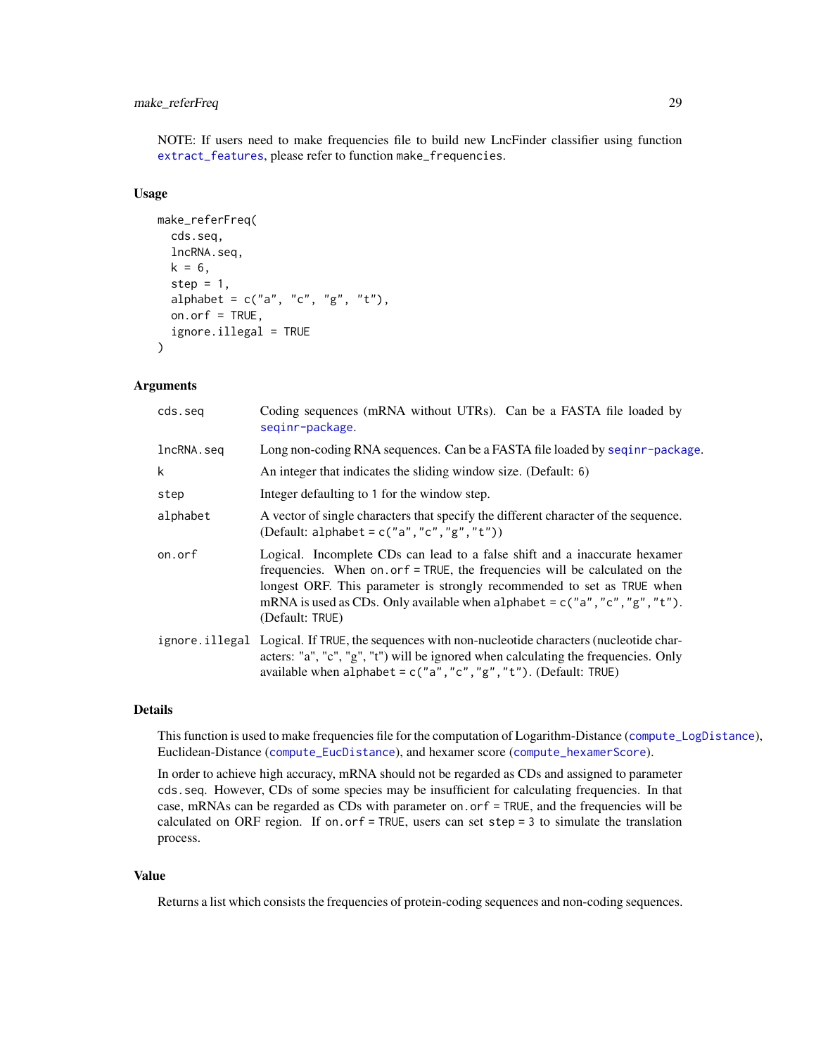NOTE: If users need to make frequencies file to build new LncFinder classifier using function extract_features, please refer to function make_frequencies.

### Usage

```
make_referFreq(
  cds.seq,
  lncRNA.seq,
  k = 6,
  step = 1,
  alphabet = c("a", "c", "g", "t"),
  on.orf = TRUE,
  ignore.illegal = TRUE
)
```

### Arguments

| | |
|---|---|
| cds.seq | Coding sequences (mRNA without UTRs). Can be a FASTA file loaded by seqinr-package. |
| lncRNA.seq | Long non-coding RNA sequences. Can be a FASTA file loaded by seqinr-package. |
| k | An integer that indicates the sliding window size. (Default: 6) |
| step | Integer defaulting to 1 for the window step. |
| alphabet | A vector of single characters that specify the different character of the sequence. (Default: alphabet = c("a","c","g","t")) |
| on.orf | Logical. Incomplete CDs can lead to a false shift and a inaccurate hexamer frequencies. When on.orf = TRUE, the frequencies will be calculated on the longest ORF. This parameter is strongly recommended to set as TRUE when mRNA is used as CDs. Only available when alphabet = c("a","c","g","t"). (Default: TRUE) |
| ignore.illegal | Logical. If TRUE, the sequences with non-nucleotide characters (nucleotide characters: "a", "c", "g", "t") will be ignored when calculating the frequencies. Only available when alphabet = c("a","c","g","t"). (Default: TRUE) |

### Details

This function is used to make frequencies file for the computation of Logarithm-Distance (compute_LogDistance), Euclidean-Distance (compute_EucDistance), and hexamer score (compute_hexamerScore).

In order to achieve high accuracy, mRNA should not be regarded as CDs and assigned to parameter cds.seq. However, CDs of some species may be insufficient for calculating frequencies. In that case, mRNAs can be regarded as CDs with parameter on.orf = TRUE, and the frequencies will be calculated on ORF region. If on.orf = TRUE, users can set step = 3 to simulate the translation process.

### Value

Returns a list which consists the frequencies of protein-coding sequences and non-coding sequences.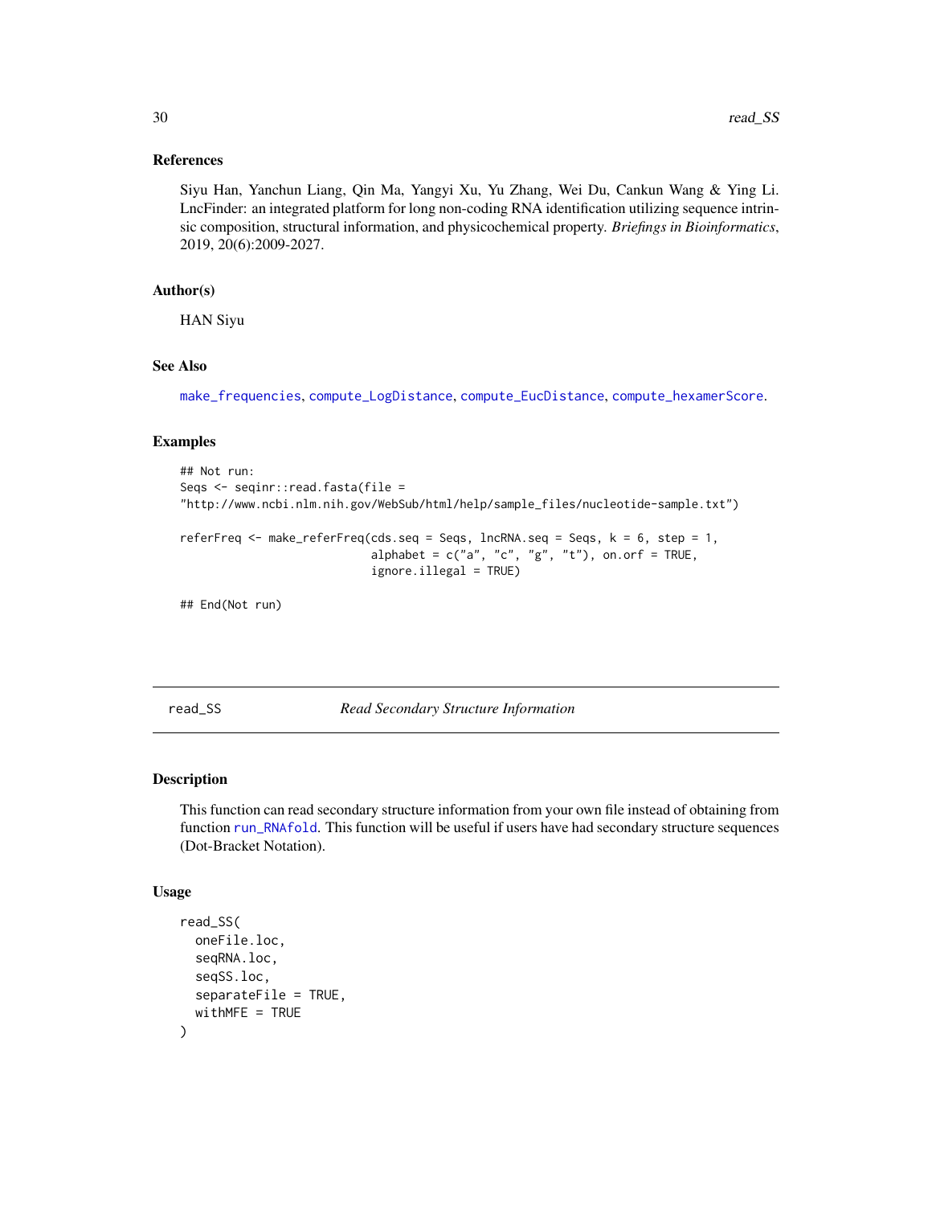### References

Siyu Han, Yanchun Liang, Qin Ma, Yangyi Xu, Yu Zhang, Wei Du, Cankun Wang & Ying Li. LncFinder: an integrated platform for long non-coding RNA identification utilizing sequence intrinsic composition, structural information, and physicochemical property. *Briefings in Bioinformatics*, 2019, 20(6):2009-2027.

### Author(s)

HAN Siyu

### See Also

`make_frequencies`, `compute_LogDistance`, `compute_EucDistance`, `compute_hexamerScore`.

### Examples

```
## Not run:
Seqs <- seqinr::read.fasta(file =
"http://www.ncbi.nlm.nih.gov/WebSub/html/help/sample_files/nucleotide-sample.txt")

referFreq <- make_referFreq(cds.seq = Seqs, lncRNA.seq = Seqs, k = 6, step = 1,
                            alphabet = c("a", "c", "g", "t"), on.orf = TRUE,
                            ignore.illegal = TRUE)

## End(Not run)
```

---

## read_SS — *Read Secondary Structure Information*

### Description

This function can read secondary structure information from your own file instead of obtaining from function `run_RNAfold`. This function will be useful if users have had secondary structure sequences (Dot-Bracket Notation).

### Usage

```
read_SS(
  oneFile.loc,
  seqRNA.loc,
  seqSS.loc,
  separateFile = TRUE,
  withMFE = TRUE
)
```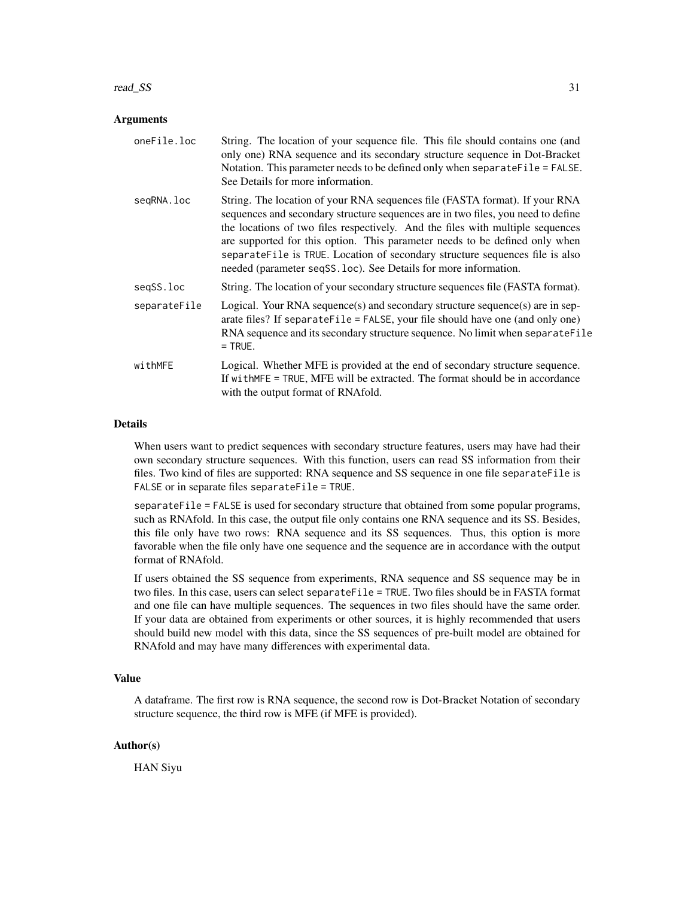## Arguments

- **oneFile.loc** String. The location of your sequence file. This file should contains one (and only one) RNA sequence and its secondary structure sequence in Dot-Bracket Notation. This parameter needs to be defined only when `separateFile = FALSE`. See Details for more information.
- **seqRNA.loc** String. The location of your RNA sequences file (FASTA format). If your RNA sequences and secondary structure sequences are in two files, you need to define the locations of two files respectively. And the files with multiple sequences are supported for this option. This parameter needs to be defined only when `separateFile` is `TRUE`. Location of secondary structure sequences file is also needed (parameter `seqSS.loc`). See Details for more information.
- **seqSS.loc** String. The location of your secondary structure sequences file (FASTA format).
- **separateFile** Logical. Your RNA sequence(s) and secondary structure sequence(s) are in separate files? If `separateFile = FALSE`, your file should have one (and only one) RNA sequence and its secondary structure sequence. No limit when `separateFile = TRUE`.
- **withMFE** Logical. Whether MFE is provided at the end of secondary structure sequence. If `withMFE = TRUE`, MFE will be extracted. The format should be in accordance with the output format of RNAfold.

## Details

When users want to predict sequences with secondary structure features, users may have had their own secondary structure sequences. With this function, users can read SS information from their files. Two kind of files are supported: RNA sequence and SS sequence in one file `separateFile` is `FALSE` or in separate files `separateFile = TRUE`.

`separateFile = FALSE` is used for secondary structure that obtained from some popular programs, such as RNAfold. In this case, the output file only contains one RNA sequence and its SS. Besides, this file only have two rows: RNA sequence and its SS sequences. Thus, this option is more favorable when the file only have one sequence and the sequence are in accordance with the output format of RNAfold.

If users obtained the SS sequence from experiments, RNA sequence and SS sequence may be in two files. In this case, users can select `separateFile = TRUE`. Two files should be in FASTA format and one file can have multiple sequences. The sequences in two files should have the same order. If your data are obtained from experiments or other sources, it is highly recommended that users should build new model with this data, since the SS sequences of pre-built model are obtained for RNAfold and may have many differences with experimental data.

## Value

A dataframe. The first row is RNA sequence, the second row is Dot-Bracket Notation of secondary structure sequence, the third row is MFE (if MFE is provided).

## Author(s)

HAN Siyu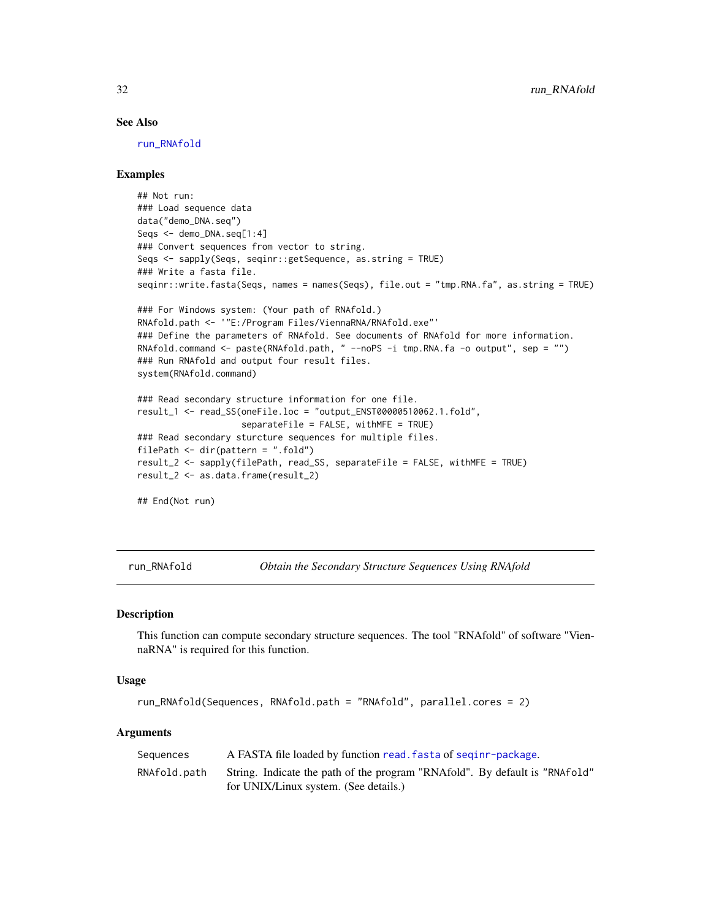### See Also

run_RNAfold

### Examples

```
## Not run:
### Load sequence data
data("demo_DNA.seq")
Seqs <- demo_DNA.seq[1:4]
### Convert sequences from vector to string.
Seqs <- sapply(Seqs, seqinr::getSequence, as.string = TRUE)
### Write a fasta file.
seqinr::write.fasta(Seqs, names = names(Seqs), file.out = "tmp.RNA.fa", as.string = TRUE)

### For Windows system: (Your path of RNAfold.)
RNAfold.path <- '"E:/Program Files/ViennaRNA/RNAfold.exe"'
### Define the parameters of RNAfold. See documents of RNAfold for more information.
RNAfold.command <- paste(RNAfold.path, " --noPS -i tmp.RNA.fa -o output", sep = "")
### Run RNAfold and output four result files.
system(RNAfold.command)

### Read secondary structure information for one file.
result_1 <- read_SS(oneFile.loc = "output_ENST00000510062.1.fold",
                    separateFile = FALSE, withMFE = TRUE)
### Read secondary sturcture sequences for multiple files.
filePath <- dir(pattern = ".fold")
result_2 <- sapply(filePath, read_SS, separateFile = FALSE, withMFE = TRUE)
result_2 <- as.data.frame(result_2)

## End(Not run)
```

---

## run_RNAfold — *Obtain the Secondary Structure Sequences Using RNAfold*

### Description

This function can compute secondary structure sequences. The tool "RNAfold" of software "ViennaRNA" is required for this function.

### Usage

```
run_RNAfold(Sequences, RNAfold.path = "RNAfold", parallel.cores = 2)
```

### Arguments

| | |
|---|---|
| Sequences | A FASTA file loaded by function read.fasta of seqinr-package. |
| RNAfold.path | String. Indicate the path of the program "RNAfold". By default is "RNAfold" for UNIX/Linux system. (See details.) |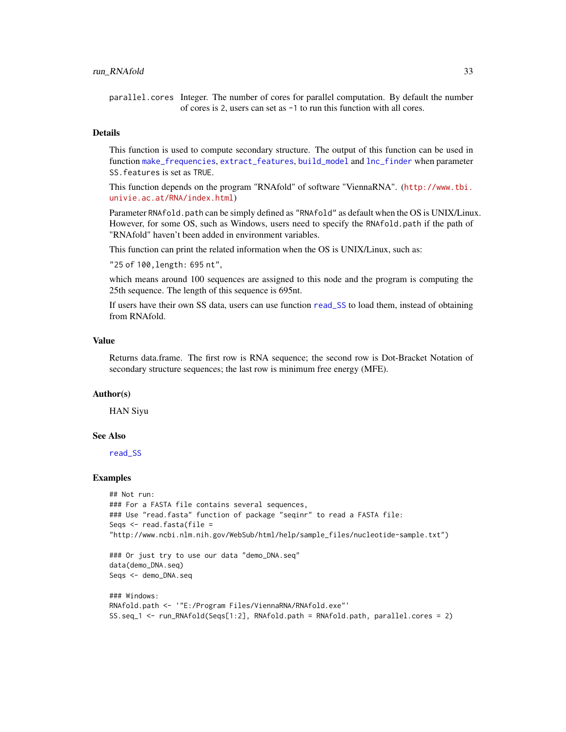parallel.cores Integer. The number of cores for parallel computation. By default the number of cores is 2, users can set as -1 to run this function with all cores.

### Details

This function is used to compute secondary structure. The output of this function can be used in function make_frequencies, extract_features, build_model and lnc_finder when parameter SS.features is set as TRUE.

This function depends on the program "RNAfold" of software "ViennaRNA". (http://www.tbi.univie.ac.at/RNA/index.html)

Parameter RNAfold.path can be simply defined as "RNAfold" as default when the OS is UNIX/Linux. However, for some OS, such as Windows, users need to specify the RNAfold.path if the path of "RNAfold" haven't been added in environment variables.

This function can print the related information when the OS is UNIX/Linux, such as:

"25 of 100,length: 695 nt",

which means around 100 sequences are assigned to this node and the program is computing the 25th sequence. The length of this sequence is 695nt.

If users have their own SS data, users can use function read_SS to load them, instead of obtaining from RNAfold.

### Value

Returns data.frame. The first row is RNA sequence; the second row is Dot-Bracket Notation of secondary structure sequences; the last row is minimum free energy (MFE).

### Author(s)

HAN Siyu

### See Also

read_SS

### Examples

```
## Not run:
### For a FASTA file contains several sequences,
### Use "read.fasta" function of package "seqinr" to read a FASTA file:
Seqs <- read.fasta(file =
"http://www.ncbi.nlm.nih.gov/WebSub/html/help/sample_files/nucleotide-sample.txt")

### Or just try to use our data "demo_DNA.seq"
data(demo_DNA.seq)
Seqs <- demo_DNA.seq

### Windows:
RNAfold.path <- '"E:/Program Files/ViennaRNA/RNAfold.exe"'
SS.seq_1 <- run_RNAfold(Seqs[1:2], RNAfold.path = RNAfold.path, parallel.cores = 2)
```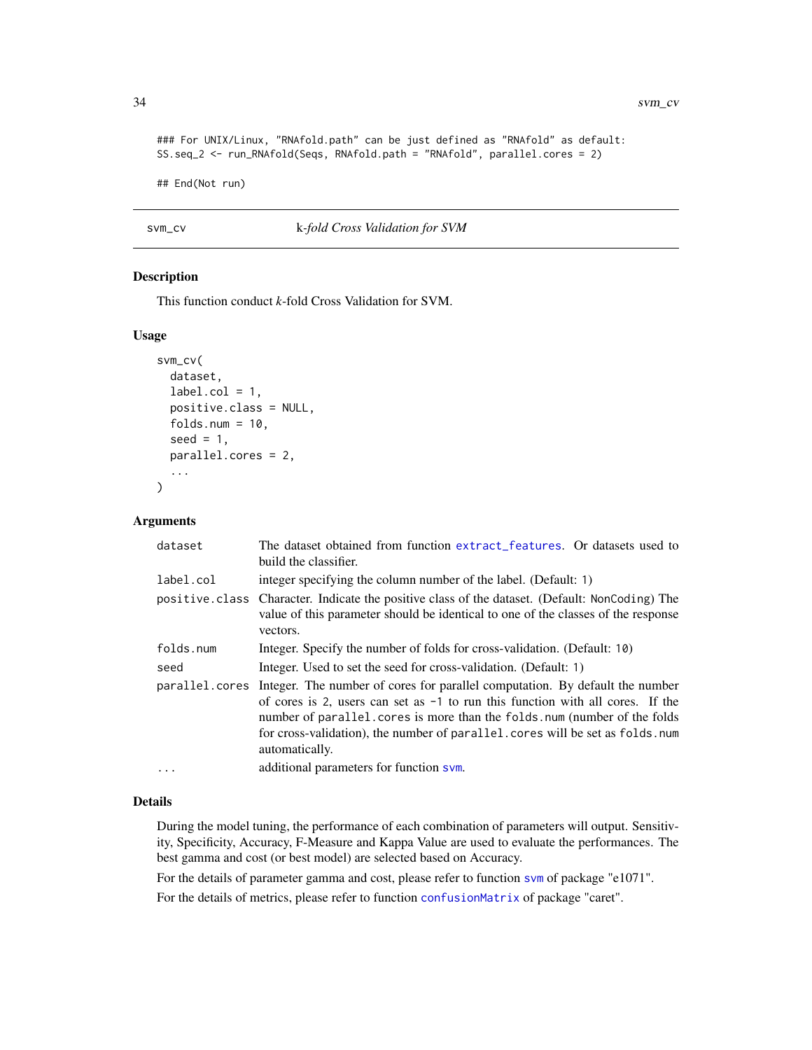```
### For UNIX/Linux, "RNAfold.path" can be just defined as "RNAfold" as default:
SS.seq_2 <- run_RNAfold(Seqs, RNAfold.path = "RNAfold", parallel.cores = 2)

## End(Not run)
```

---

## svm_cv — *k-fold Cross Validation for SVM*

### Description

This function conduct *k*-fold Cross Validation for SVM.

### Usage

```
svm_cv(
  dataset,
  label.col = 1,
  positive.class = NULL,
  folds.num = 10,
  seed = 1,
  parallel.cores = 2,
  ...
)
```

### Arguments

| | |
|---|---|
| `dataset` | The dataset obtained from function `extract_features`. Or datasets used to build the classifier. |
| `label.col` | integer specifying the column number of the label. (Default: 1) |
| `positive.class` | Character. Indicate the positive class of the dataset. (Default: `NonCoding`) The value of this parameter should be identical to one of the classes of the response vectors. |
| `folds.num` | Integer. Specify the number of folds for cross-validation. (Default: `10`) |
| `seed` | Integer. Used to set the seed for cross-validation. (Default: 1) |
| `parallel.cores` | Integer. The number of cores for parallel computation. By default the number of cores is `2`, users can set as `-1` to run this function with all cores. If the number of `parallel.cores` is more than the `folds.num` (number of the folds for cross-validation), the number of `parallel.cores` will be set as `folds.num` automatically. |
| `...` | additional parameters for function `svm`. |

### Details

During the model tuning, the performance of each combination of parameters will output. Sensitivity, Specificity, Accuracy, F-Measure and Kappa Value are used to evaluate the performances. The best gamma and cost (or best model) are selected based on Accuracy.

For the details of parameter gamma and cost, please refer to function `svm` of package "e1071".

For the details of metrics, please refer to function `confusionMatrix` of package "caret".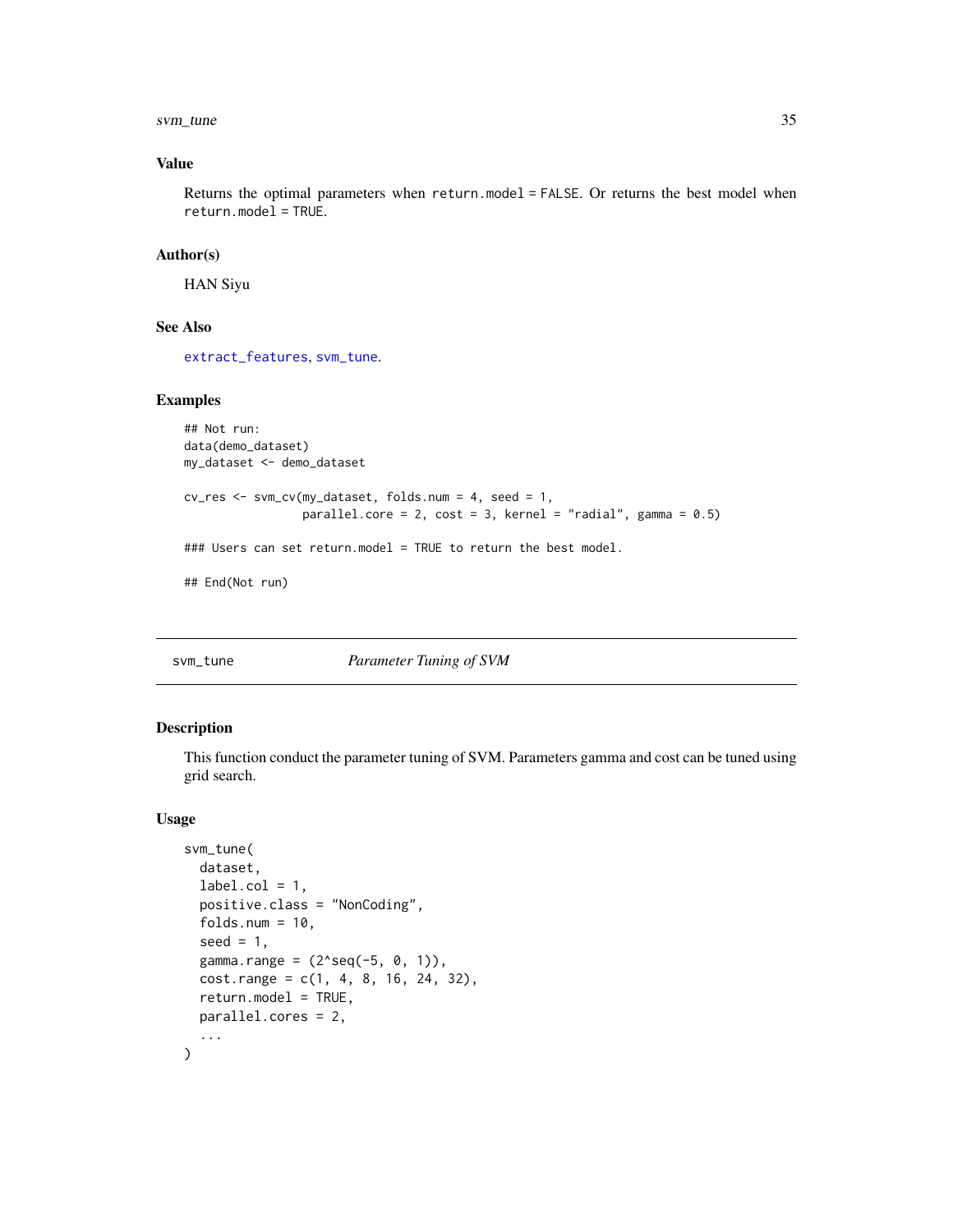## Value

Returns the optimal parameters when `return.model = FALSE`. Or returns the best model when `return.model = TRUE`.

## Author(s)

HAN Siyu

## See Also

extract_features, svm_tune.

## Examples

```
## Not run:
data(demo_dataset)
my_dataset <- demo_dataset

cv_res <- svm_cv(my_dataset, folds.num = 4, seed = 1,
                 parallel.core = 2, cost = 3, kernel = "radial", gamma = 0.5)

### Users can set return.model = TRUE to return the best model.

## End(Not run)
```

---

# svm_tune *Parameter Tuning of SVM*

## Description

This function conduct the parameter tuning of SVM. Parameters gamma and cost can be tuned using grid search.

## Usage

```
svm_tune(
  dataset,
  label.col = 1,
  positive.class = "NonCoding",
  folds.num = 10,
  seed = 1,
  gamma.range = (2^seq(-5, 0, 1)),
  cost.range = c(1, 4, 8, 16, 24, 32),
  return.model = TRUE,
  parallel.cores = 2,
  ...
)
```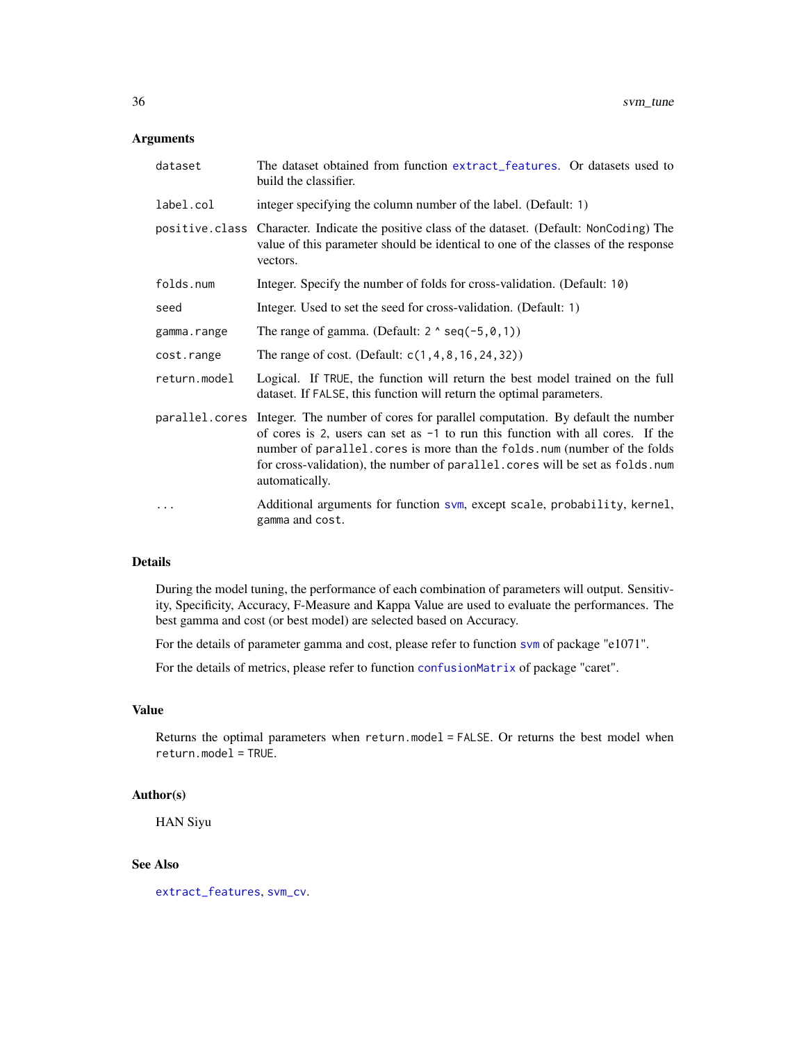## Arguments

| | |
|---|---|
| `dataset` | The dataset obtained from function `extract_features`. Or datasets used to build the classifier. |
| `label.col` | integer specifying the column number of the label. (Default: 1) |
| `positive.class` | Character. Indicate the positive class of the dataset. (Default: `NonCoding`) The value of this parameter should be identical to one of the classes of the response vectors. |
| `folds.num` | Integer. Specify the number of folds for cross-validation. (Default: `10`) |
| `seed` | Integer. Used to set the seed for cross-validation. (Default: 1) |
| `gamma.range` | The range of gamma. (Default: `2 ^ seq(-5,0,1)`) |
| `cost.range` | The range of cost. (Default: `c(1,4,8,16,24,32)`) |
| `return.model` | Logical. If `TRUE`, the function will return the best model trained on the full dataset. If `FALSE`, this function will return the optimal parameters. |
| `parallel.cores` | Integer. The number of cores for parallel computation. By default the number of cores is 2, users can set as `-1` to run this function with all cores. If the number of `parallel.cores` is more than the `folds.num` (number of the folds for cross-validation), the number of `parallel.cores` will be set as `folds.num` automatically. |
| `...` | Additional arguments for function `svm`, except `scale`, `probability`, `kernel`, `gamma` and `cost`. |

## Details

During the model tuning, the performance of each combination of parameters will output. Sensitivity, Specificity, Accuracy, F-Measure and Kappa Value are used to evaluate the performances. The best gamma and cost (or best model) are selected based on Accuracy.

For the details of parameter gamma and cost, please refer to function `svm` of package "e1071".

For the details of metrics, please refer to function `confusionMatrix` of package "caret".

## Value

Returns the optimal parameters when `return.model = FALSE`. Or returns the best model when `return.model = TRUE`.

## Author(s)

HAN Siyu

## See Also

`extract_features`, `svm_cv`.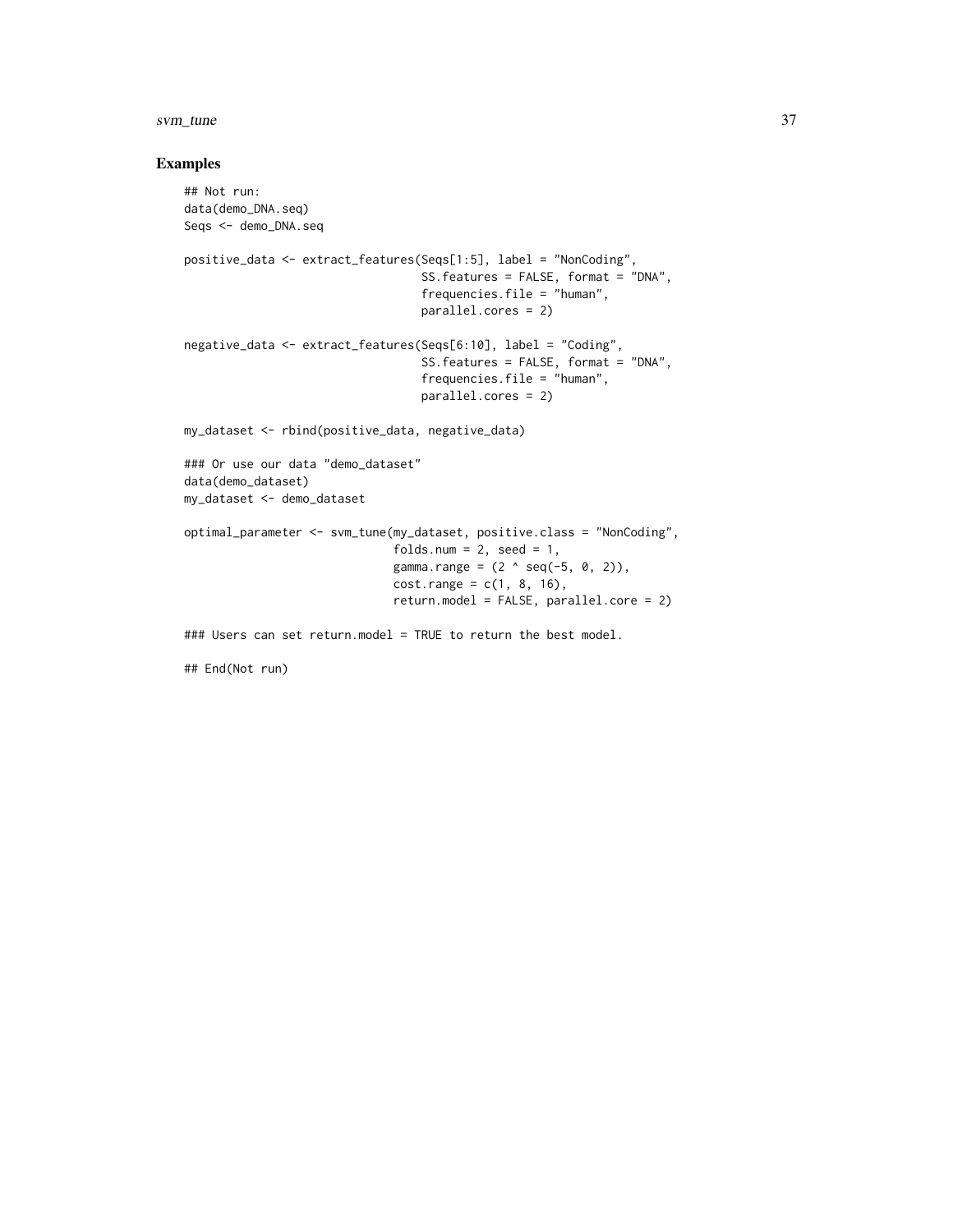## Examples

```
## Not run:
data(demo_DNA.seq)
Seqs <- demo_DNA.seq

positive_data <- extract_features(Seqs[1:5], label = "NonCoding",
                                  SS.features = FALSE, format = "DNA",
                                  frequencies.file = "human",
                                  parallel.cores = 2)

negative_data <- extract_features(Seqs[6:10], label = "Coding",
                                  SS.features = FALSE, format = "DNA",
                                  frequencies.file = "human",
                                  parallel.cores = 2)

my_dataset <- rbind(positive_data, negative_data)

### Or use our data "demo_dataset"
data(demo_dataset)
my_dataset <- demo_dataset

optimal_parameter <- svm_tune(my_dataset, positive.class = "NonCoding",
                              folds.num = 2, seed = 1,
                              gamma.range = (2 ^ seq(-5, 0, 2)),
                              cost.range = c(1, 8, 16),
                              return.model = FALSE, parallel.core = 2)

### Users can set return.model = TRUE to return the best model.

## End(Not run)
```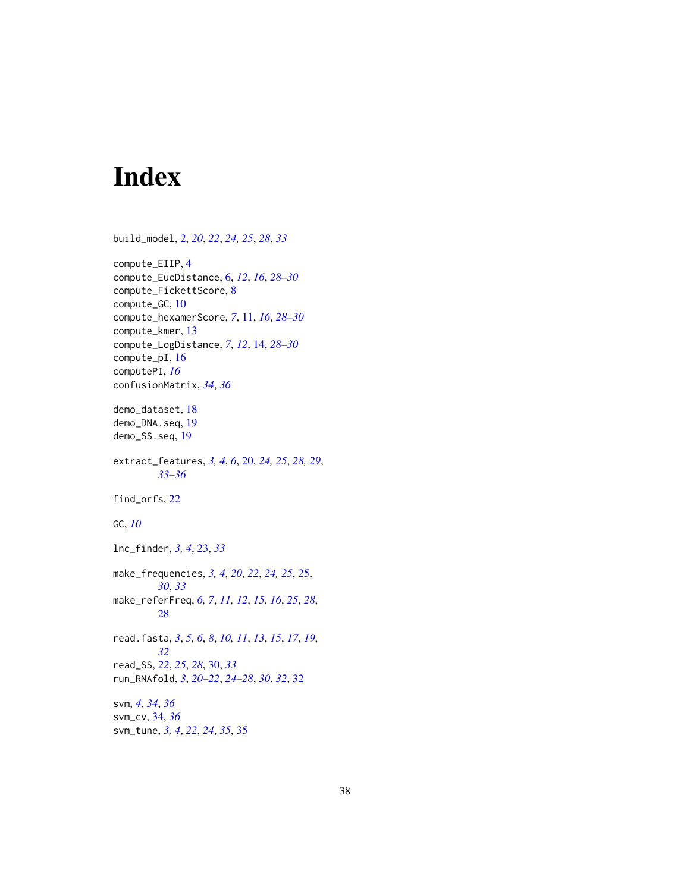# Index

build_model, 2, *20*, *22*, *24, 25*, *28*, *33*

compute_EIIP, 4
compute_EucDistance, 6, *12*, *16*, *28–30*
compute_FickettScore, 8
compute_GC, 10
compute_hexamerScore, *7*, 11, *16*, *28–30*
compute_kmer, 13
compute_LogDistance, *7*, *12*, 14, *28–30*
compute_pI, 16
computePI, *16*
confusionMatrix, *34*, *36*

demo_dataset, 18
demo_DNA.seq, 19
demo_SS.seq, 19

extract_features, *3, 4*, *6*, 20, *24, 25*, *28, 29*, *33–36*

find_orfs, 22

GC, *10*

lnc_finder, *3, 4*, 23, *33*

make_frequencies, *3, 4*, *20*, *22*, *24, 25*, 25, *30*, *33*
make_referFreq, *6, 7*, *11, 12*, *15, 16*, *25*, *28*, 28

read.fasta, *3*, *5, 6*, *8*, *10, 11*, *13*, *15*, *17*, *19*, *32*
read_SS, *22*, *25*, *28*, 30, *33*
run_RNAfold, *3*, *20–22*, *24–28*, *30*, *32*, 32

svm, *4*, *34*, *36*
svm_cv, 34, *36*
svm_tune, *3, 4*, *22*, *24*, *35*, 35